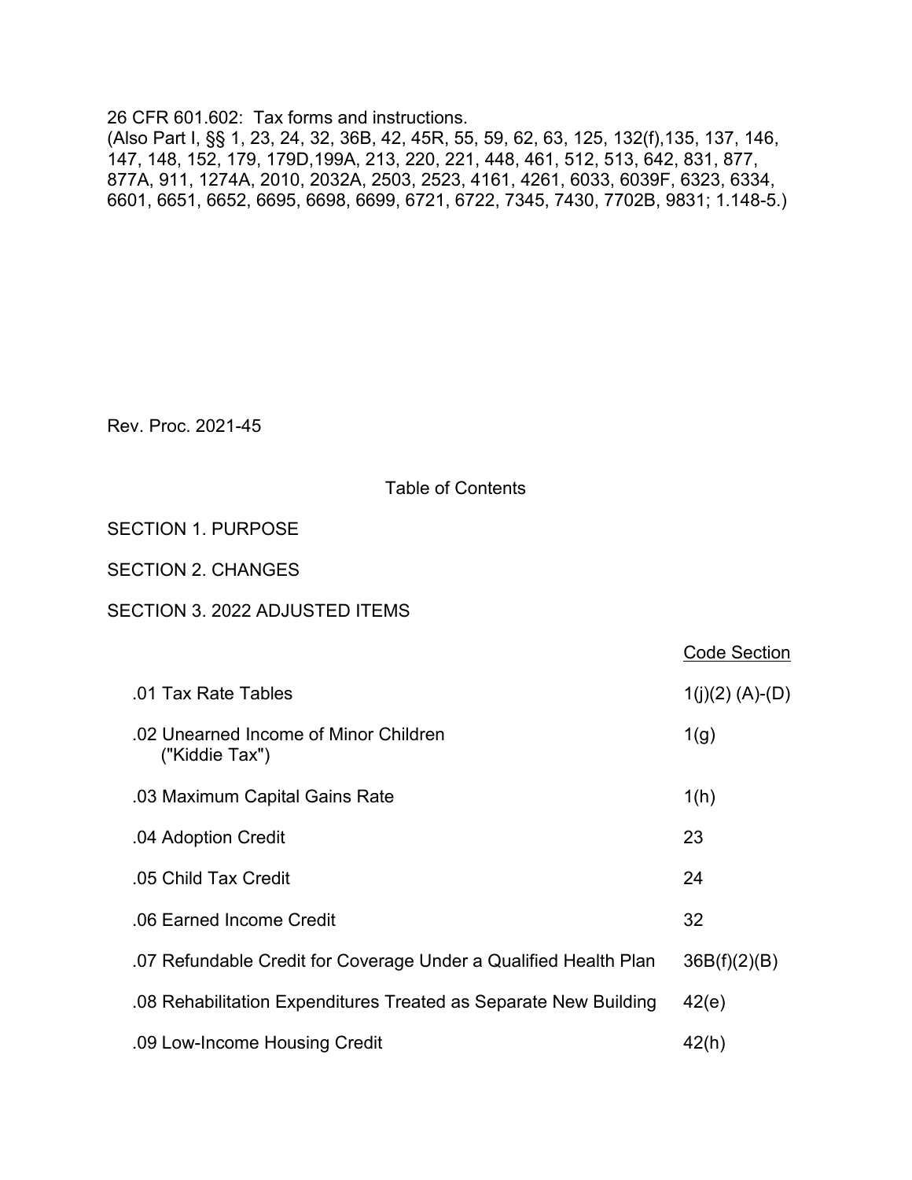26 CFR 601.602: Tax forms and instructions.
(Also Part I, §§ 1, 23, 24, 32, 36B, 42, 45R, 55, 59, 62, 63, 125, 132(f),135, 137, 146, 147, 148, 152, 179, 179D,199A, 213, 220, 221, 448, 461, 512, 513, 642, 831, 877, 877A, 911, 1274A, 2010, 2032A, 2503, 2523, 4161, 4261, 6033, 6039F, 6323, 6334, 6601, 6651, 6652, 6695, 6698, 6699, 6721, 6722, 7345, 7430, 7702B, 9831; 1.148-5.)

Rev. Proc. 2021-45

Table of Contents

SECTION 1. PURPOSE

SECTION 2. CHANGES

SECTION 3. 2022 ADJUSTED ITEMS

| | Code Section |
|---|---|
| .01 Tax Rate Tables | 1(j)(2) (A)-(D) |
| .02 Unearned Income of Minor Children ("Kiddie Tax") | 1(g) |
| .03 Maximum Capital Gains Rate | 1(h) |
| .04 Adoption Credit | 23 |
| .05 Child Tax Credit | 24 |
| .06 Earned Income Credit | 32 |
| .07 Refundable Credit for Coverage Under a Qualified Health Plan | 36B(f)(2)(B) |
| .08 Rehabilitation Expenditures Treated as Separate New Building | 42(e) |
| .09 Low-Income Housing Credit | 42(h) |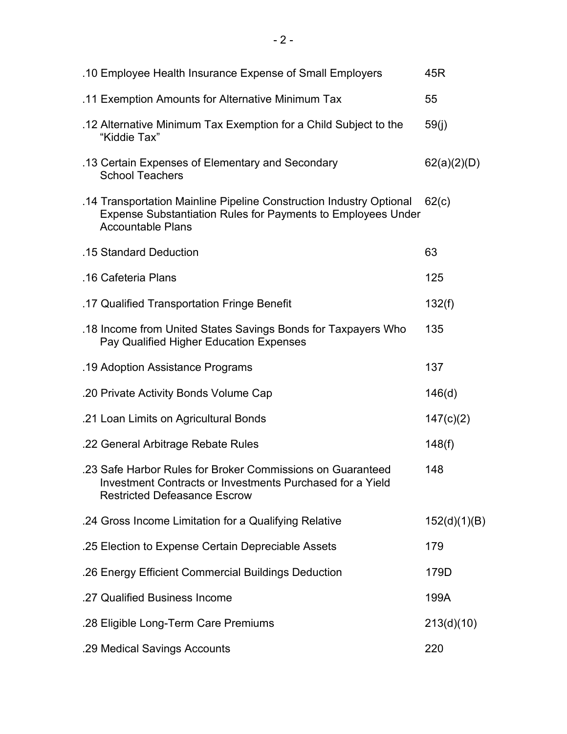| | |
|---|---|
| .10 Employee Health Insurance Expense of Small Employers | 45R |
| .11 Exemption Amounts for Alternative Minimum Tax | 55 |
| .12 Alternative Minimum Tax Exemption for a Child Subject to the "Kiddie Tax" | 59(j) |
| .13 Certain Expenses of Elementary and Secondary School Teachers | 62(a)(2)(D) |
| .14 Transportation Mainline Pipeline Construction Industry Optional Expense Substantiation Rules for Payments to Employees Under Accountable Plans | 62(c) |
| .15 Standard Deduction | 63 |
| .16 Cafeteria Plans | 125 |
| .17 Qualified Transportation Fringe Benefit | 132(f) |
| .18 Income from United States Savings Bonds for Taxpayers Who Pay Qualified Higher Education Expenses | 135 |
| .19 Adoption Assistance Programs | 137 |
| .20 Private Activity Bonds Volume Cap | 146(d) |
| .21 Loan Limits on Agricultural Bonds | 147(c)(2) |
| .22 General Arbitrage Rebate Rules | 148(f) |
| .23 Safe Harbor Rules for Broker Commissions on Guaranteed Investment Contracts or Investments Purchased for a Yield Restricted Defeasance Escrow | 148 |
| .24 Gross Income Limitation for a Qualifying Relative | 152(d)(1)(B) |
| .25 Election to Expense Certain Depreciable Assets | 179 |
| .26 Energy Efficient Commercial Buildings Deduction | 179D |
| .27 Qualified Business Income | 199A |
| .28 Eligible Long-Term Care Premiums | 213(d)(10) |
| .29 Medical Savings Accounts | 220 |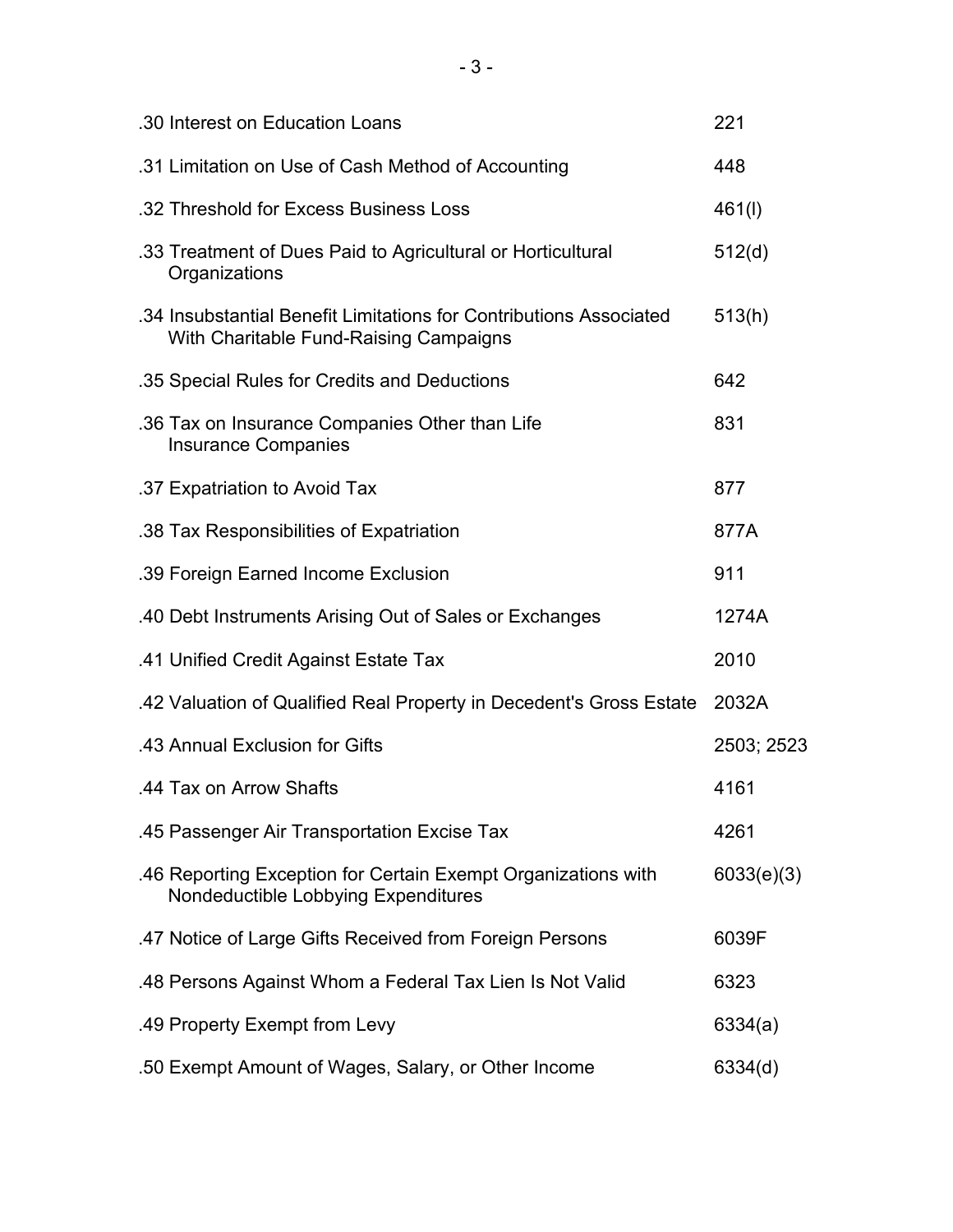| | |
|---|---|
| .30 Interest on Education Loans | 221 |
| .31 Limitation on Use of Cash Method of Accounting | 448 |
| .32 Threshold for Excess Business Loss | 461(l) |
| .33 Treatment of Dues Paid to Agricultural or Horticultural Organizations | 512(d) |
| .34 Insubstantial Benefit Limitations for Contributions Associated With Charitable Fund-Raising Campaigns | 513(h) |
| .35 Special Rules for Credits and Deductions | 642 |
| .36 Tax on Insurance Companies Other than Life Insurance Companies | 831 |
| .37 Expatriation to Avoid Tax | 877 |
| .38 Tax Responsibilities of Expatriation | 877A |
| .39 Foreign Earned Income Exclusion | 911 |
| .40 Debt Instruments Arising Out of Sales or Exchanges | 1274A |
| .41 Unified Credit Against Estate Tax | 2010 |
| .42 Valuation of Qualified Real Property in Decedent's Gross Estate | 2032A |
| .43 Annual Exclusion for Gifts | 2503; 2523 |
| .44 Tax on Arrow Shafts | 4161 |
| .45 Passenger Air Transportation Excise Tax | 4261 |
| .46 Reporting Exception for Certain Exempt Organizations with Nondeductible Lobbying Expenditures | 6033(e)(3) |
| .47 Notice of Large Gifts Received from Foreign Persons | 6039F |
| .48 Persons Against Whom a Federal Tax Lien Is Not Valid | 6323 |
| .49 Property Exempt from Levy | 6334(a) |
| .50 Exempt Amount of Wages, Salary, or Other Income | 6334(d) |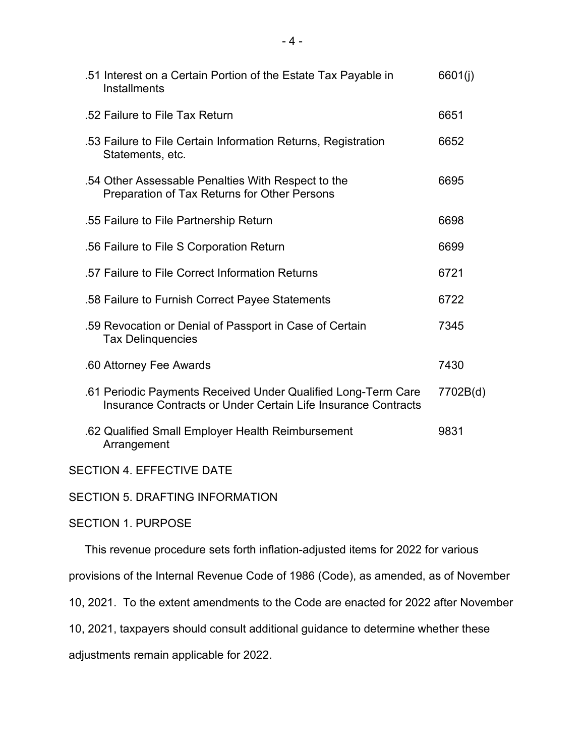| | |
|---|---|
| .51 Interest on a Certain Portion of the Estate Tax Payable in Installments | 6601(j) |
| .52 Failure to File Tax Return | 6651 |
| .53 Failure to File Certain Information Returns, Registration Statements, etc. | 6652 |
| .54 Other Assessable Penalties With Respect to the Preparation of Tax Returns for Other Persons | 6695 |
| .55 Failure to File Partnership Return | 6698 |
| .56 Failure to File S Corporation Return | 6699 |
| .57 Failure to File Correct Information Returns | 6721 |
| .58 Failure to Furnish Correct Payee Statements | 6722 |
| .59 Revocation or Denial of Passport in Case of Certain Tax Delinquencies | 7345 |
| .60 Attorney Fee Awards | 7430 |
| .61 Periodic Payments Received Under Qualified Long-Term Care Insurance Contracts or Under Certain Life Insurance Contracts | 7702B(d) |
| .62 Qualified Small Employer Health Reimbursement Arrangement | 9831 |

SECTION 4. EFFECTIVE DATE

SECTION 5. DRAFTING INFORMATION

## SECTION 1. PURPOSE

This revenue procedure sets forth inflation-adjusted items for 2022 for various provisions of the Internal Revenue Code of 1986 (Code), as amended, as of November 10, 2021. To the extent amendments to the Code are enacted for 2022 after November 10, 2021, taxpayers should consult additional guidance to determine whether these adjustments remain applicable for 2022.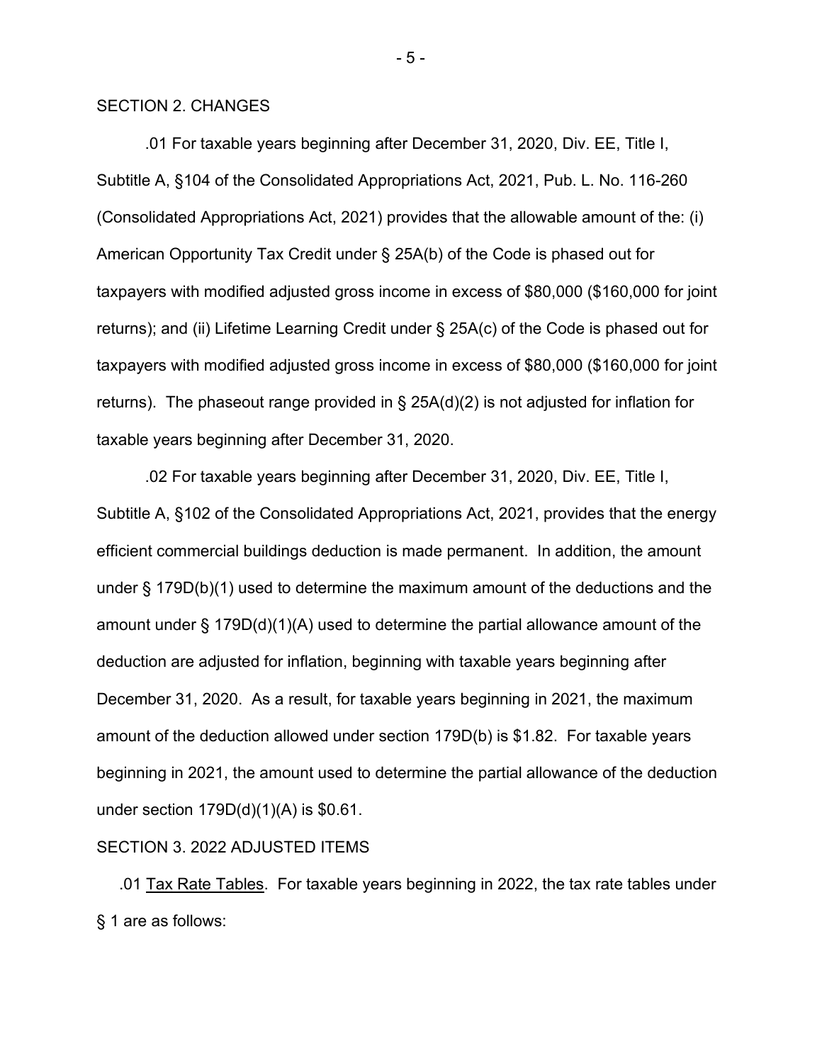## SECTION 2. CHANGES

.01 For taxable years beginning after December 31, 2020, Div. EE, Title I, Subtitle A, §104 of the Consolidated Appropriations Act, 2021, Pub. L. No. 116-260 (Consolidated Appropriations Act, 2021) provides that the allowable amount of the: (i) American Opportunity Tax Credit under § 25A(b) of the Code is phased out for taxpayers with modified adjusted gross income in excess of $80,000 ($160,000 for joint returns); and (ii) Lifetime Learning Credit under § 25A(c) of the Code is phased out for taxpayers with modified adjusted gross income in excess of $80,000 ($160,000 for joint returns). The phaseout range provided in § 25A(d)(2) is not adjusted for inflation for taxable years beginning after December 31, 2020.

.02 For taxable years beginning after December 31, 2020, Div. EE, Title I, Subtitle A, §102 of the Consolidated Appropriations Act, 2021, provides that the energy efficient commercial buildings deduction is made permanent. In addition, the amount under § 179D(b)(1) used to determine the maximum amount of the deductions and the amount under § 179D(d)(1)(A) used to determine the partial allowance amount of the deduction are adjusted for inflation, beginning with taxable years beginning after December 31, 2020. As a result, for taxable years beginning in 2021, the maximum amount of the deduction allowed under section 179D(b) is $1.82. For taxable years beginning in 2021, the amount used to determine the partial allowance of the deduction under section 179D(d)(1)(A) is $0.61.

## SECTION 3. 2022 ADJUSTED ITEMS

.01 Tax Rate Tables. For taxable years beginning in 2022, the tax rate tables under § 1 are as follows: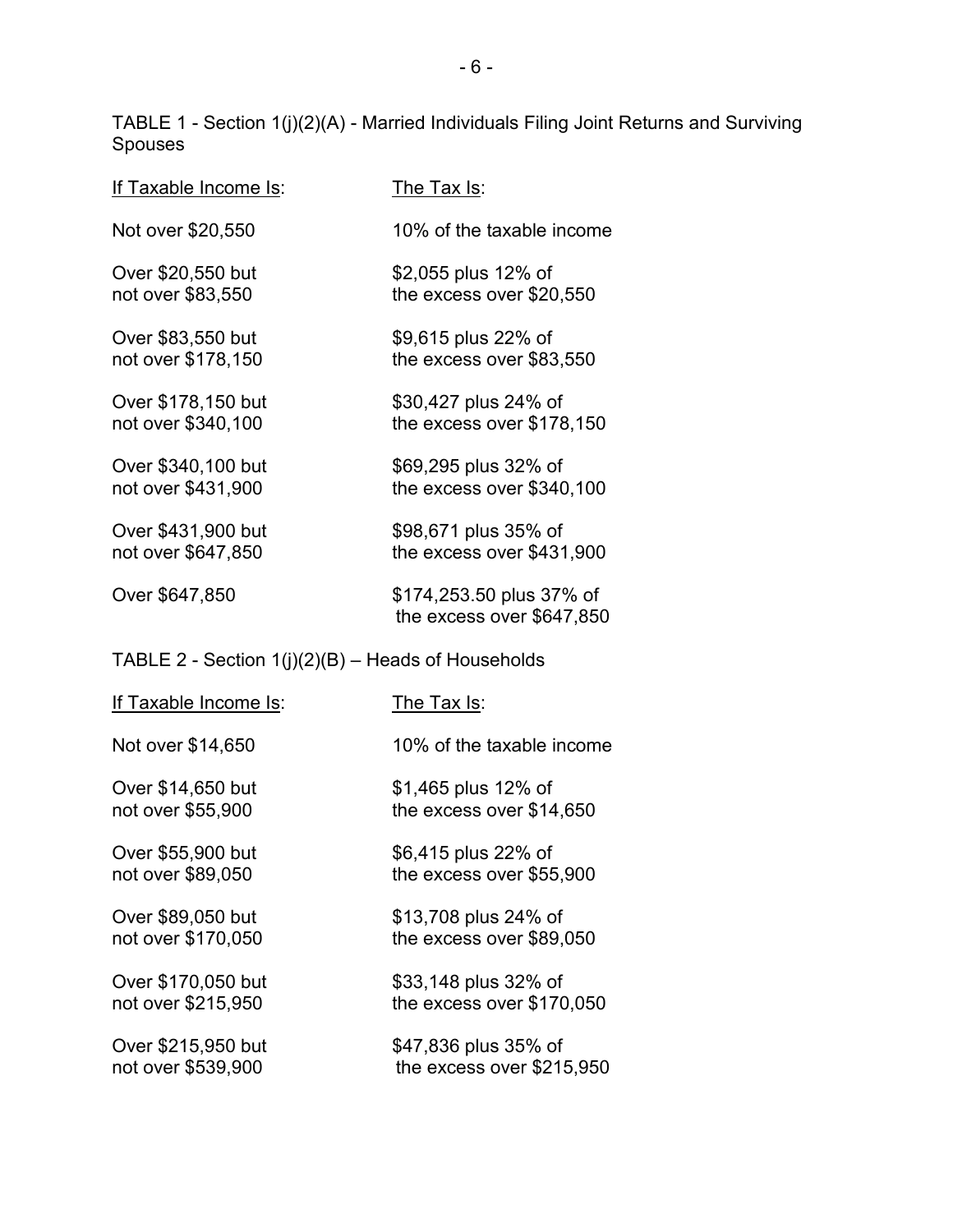TABLE 1 - Section 1(j)(2)(A) - Married Individuals Filing Joint Returns and Surviving Spouses

| If Taxable Income Is: | The Tax Is: |
|---|---|
| Not over $20,550 | 10% of the taxable income |
| Over $20,550 but not over $83,550 | $2,055 plus 12% of the excess over $20,550 |
| Over $83,550 but not over $178,150 | $9,615 plus 22% of the excess over $83,550 |
| Over $178,150 but not over $340,100 | $30,427 plus 24% of the excess over $178,150 |
| Over $340,100 but not over $431,900 | $69,295 plus 32% of the excess over $340,100 |
| Over $431,900 but not over $647,850 | $98,671 plus 35% of the excess over $431,900 |
| Over $647,850 | $174,253.50 plus 37% of the excess over $647,850 |

TABLE 2 - Section 1(j)(2)(B) – Heads of Households

| If Taxable Income Is: | The Tax Is: |
|---|---|
| Not over $14,650 | 10% of the taxable income |
| Over $14,650 but not over $55,900 | $1,465 plus 12% of the excess over $14,650 |
| Over $55,900 but not over $89,050 | $6,415 plus 22% of the excess over $55,900 |
| Over $89,050 but not over $170,050 | $13,708 plus 24% of the excess over $89,050 |
| Over $170,050 but not over $215,950 | $33,148 plus 32% of the excess over $170,050 |
| Over $215,950 but not over $539,900 | $47,836 plus 35% of the excess over $215,950 |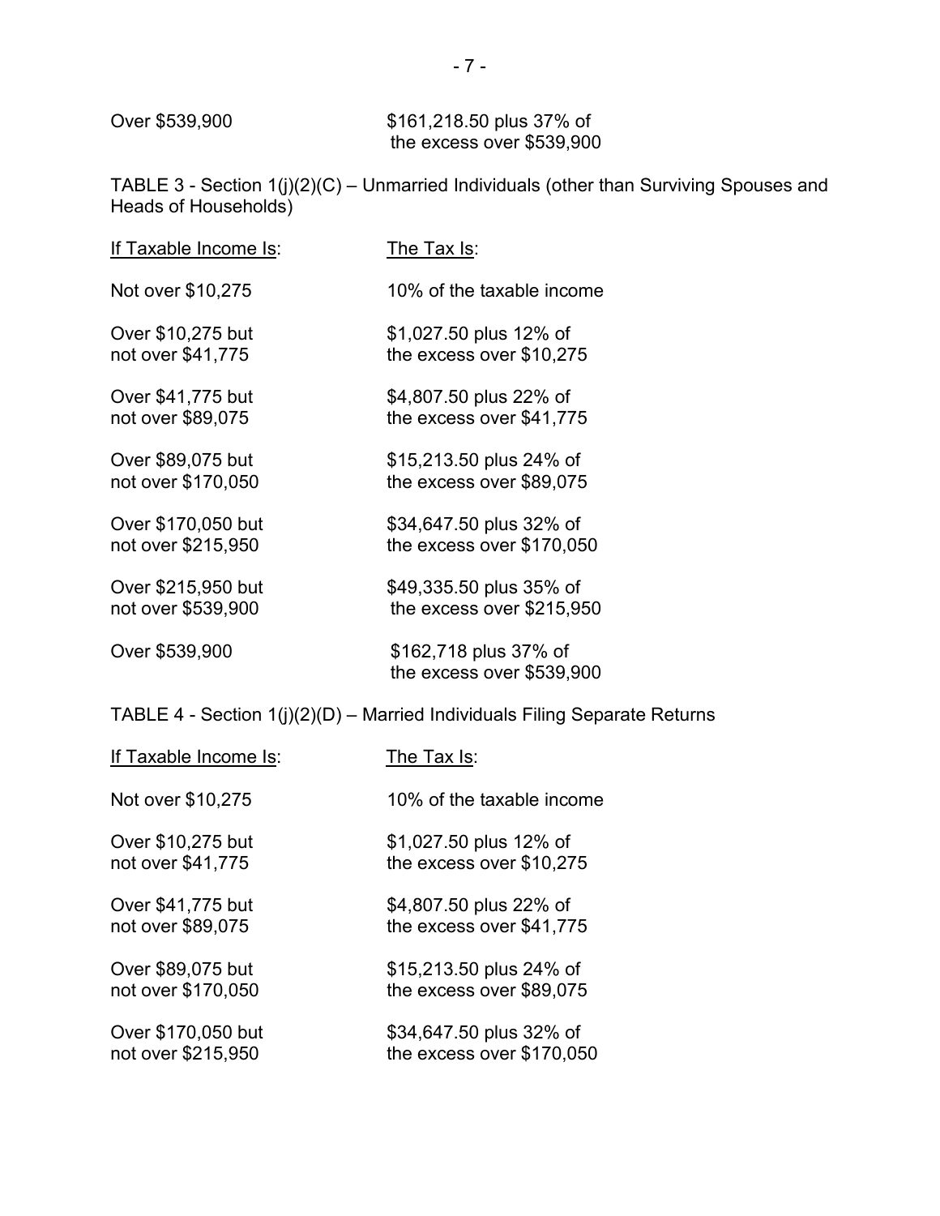| | |
|---|---|
| Over $539,900 | $161,218.50 plus 37% of the excess over $539,900 |

TABLE 3 - Section 1(j)(2)(C) – Unmarried Individuals (other than Surviving Spouses and Heads of Households)

| If Taxable Income Is: | The Tax Is: |
|---|---|
| Not over $10,275 | 10% of the taxable income |
| Over $10,275 but not over $41,775 | $1,027.50 plus 12% of the excess over $10,275 |
| Over $41,775 but not over $89,075 | $4,807.50 plus 22% of the excess over $41,775 |
| Over $89,075 but not over $170,050 | $15,213.50 plus 24% of the excess over $89,075 |
| Over $170,050 but not over $215,950 | $34,647.50 plus 32% of the excess over $170,050 |
| Over $215,950 but not over $539,900 | $49,335.50 plus 35% of the excess over $215,950 |
| Over $539,900 | $162,718 plus 37% of the excess over $539,900 |

TABLE 4 - Section 1(j)(2)(D) – Married Individuals Filing Separate Returns

| If Taxable Income Is: | The Tax Is: |
|---|---|
| Not over $10,275 | 10% of the taxable income |
| Over $10,275 but not over $41,775 | $1,027.50 plus 12% of the excess over $10,275 |
| Over $41,775 but not over $89,075 | $4,807.50 plus 22% of the excess over $41,775 |
| Over $89,075 but not over $170,050 | $15,213.50 plus 24% of the excess over $89,075 |
| Over $170,050 but not over $215,950 | $34,647.50 plus 32% of the excess over $170,050 |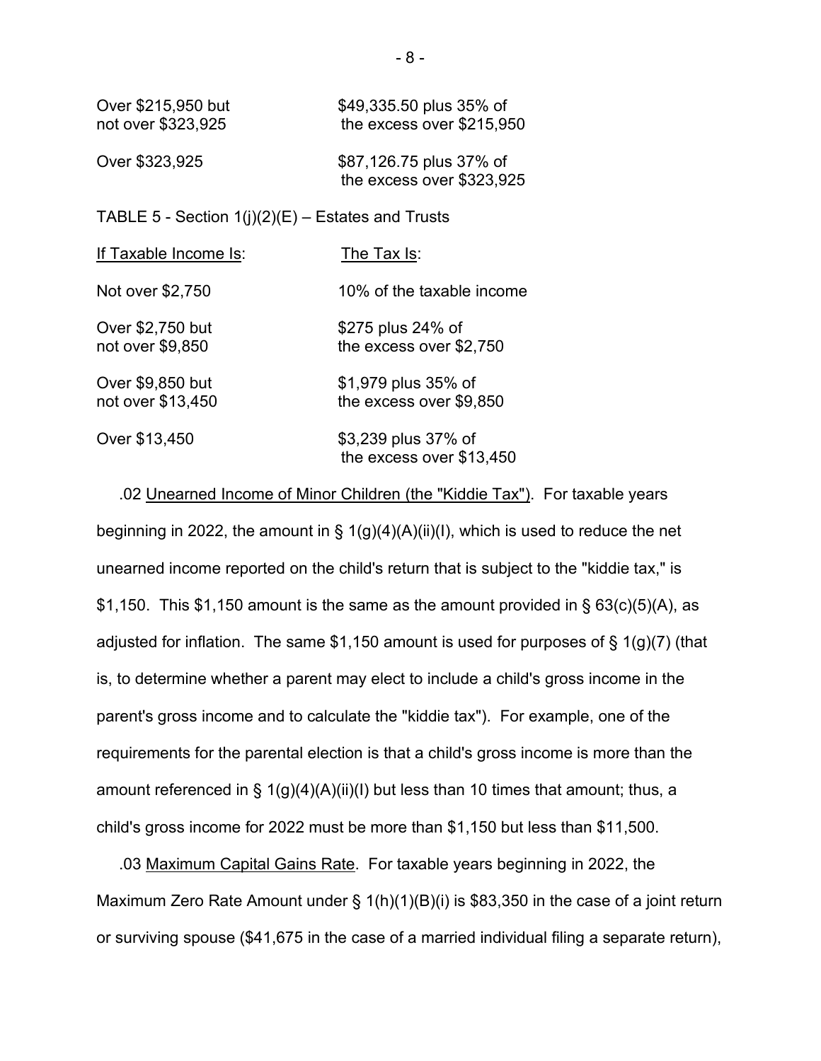| If Taxable Income Is: | The Tax Is: |
|---|---|
| Over $215,950 but not over $323,925 | $49,335.50 plus 35% of the excess over $215,950 |
| Over $323,925 | $87,126.75 plus 37% of the excess over $323,925 |

TABLE 5 - Section 1(j)(2)(E) – Estates and Trusts

| If Taxable Income Is: | The Tax Is: |
|---|---|
| Not over $2,750 | 10% of the taxable income |
| Over $2,750 but not over $9,850 | $275 plus 24% of the excess over $2,750 |
| Over $9,850 but not over $13,450 | $1,979 plus 35% of the excess over $9,850 |
| Over $13,450 | $3,239 plus 37% of the excess over $13,450 |

.02 Unearned Income of Minor Children (the "Kiddie Tax"). For taxable years beginning in 2022, the amount in § 1(g)(4)(A)(ii)(I), which is used to reduce the net unearned income reported on the child's return that is subject to the "kiddie tax," is $1,150. This $1,150 amount is the same as the amount provided in § 63(c)(5)(A), as adjusted for inflation. The same $1,150 amount is used for purposes of § 1(g)(7) (that is, to determine whether a parent may elect to include a child's gross income in the parent's gross income and to calculate the "kiddie tax"). For example, one of the requirements for the parental election is that a child's gross income is more than the amount referenced in § 1(g)(4)(A)(ii)(I) but less than 10 times that amount; thus, a child's gross income for 2022 must be more than $1,150 but less than $11,500.

.03 Maximum Capital Gains Rate. For taxable years beginning in 2022, the Maximum Zero Rate Amount under § 1(h)(1)(B)(i) is $83,350 in the case of a joint return or surviving spouse ($41,675 in the case of a married individual filing a separate return),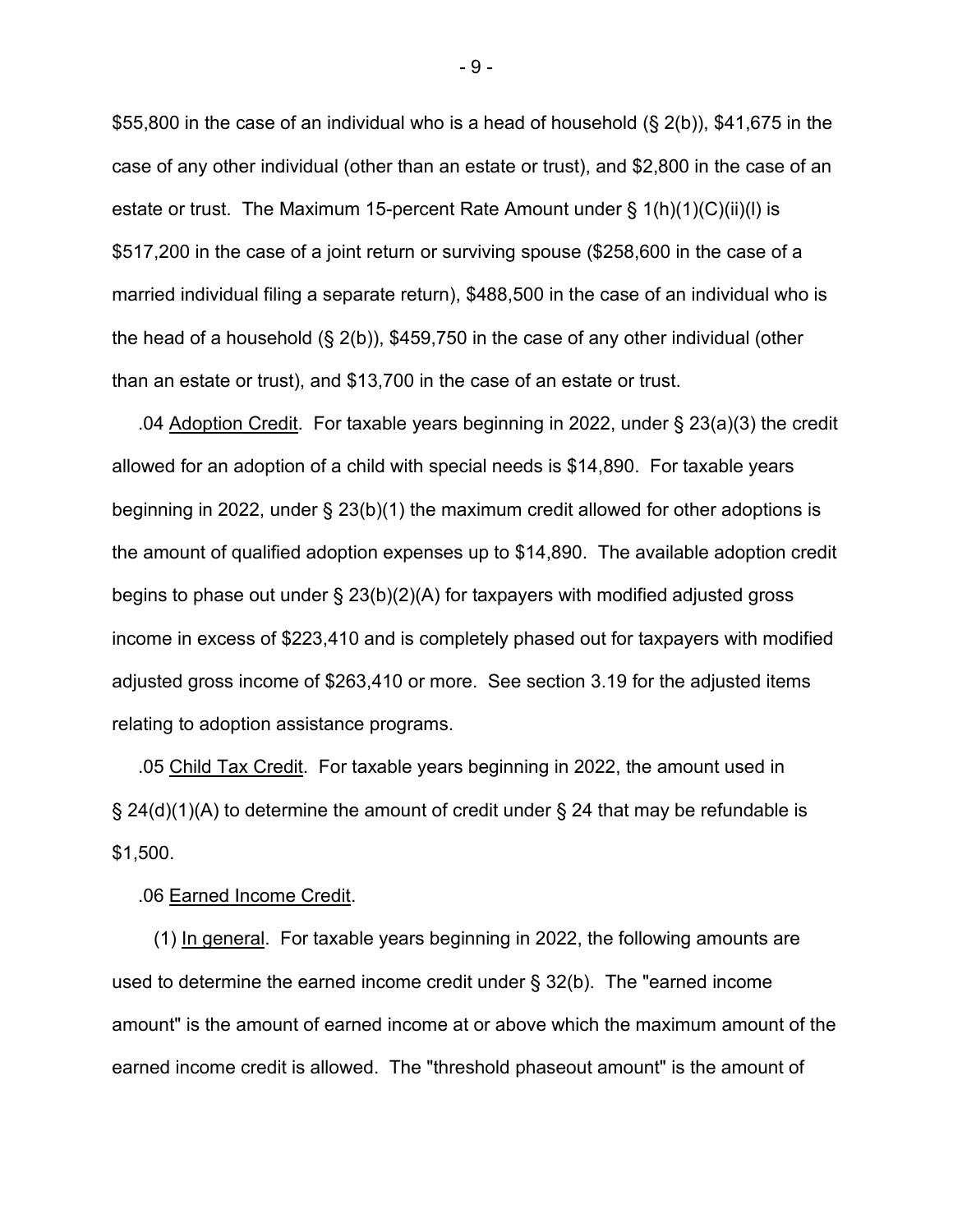$55,800 in the case of an individual who is a head of household (§ 2(b)), $41,675 in the case of any other individual (other than an estate or trust), and $2,800 in the case of an estate or trust. The Maximum 15-percent Rate Amount under § 1(h)(1)(C)(ii)(I) is $517,200 in the case of a joint return or surviving spouse ($258,600 in the case of a married individual filing a separate return), $488,500 in the case of an individual who is the head of a household (§ 2(b)), $459,750 in the case of any other individual (other than an estate or trust), and $13,700 in the case of an estate or trust.

.04 Adoption Credit. For taxable years beginning in 2022, under § 23(a)(3) the credit allowed for an adoption of a child with special needs is $14,890. For taxable years beginning in 2022, under § 23(b)(1) the maximum credit allowed for other adoptions is the amount of qualified adoption expenses up to $14,890. The available adoption credit begins to phase out under § 23(b)(2)(A) for taxpayers with modified adjusted gross income in excess of $223,410 and is completely phased out for taxpayers with modified adjusted gross income of $263,410 or more. See section 3.19 for the adjusted items relating to adoption assistance programs.

.05 Child Tax Credit. For taxable years beginning in 2022, the amount used in § 24(d)(1)(A) to determine the amount of credit under § 24 that may be refundable is $1,500.

.06 Earned Income Credit.

(1) In general. For taxable years beginning in 2022, the following amounts are used to determine the earned income credit under § 32(b). The "earned income amount" is the amount of earned income at or above which the maximum amount of the earned income credit is allowed. The "threshold phaseout amount" is the amount of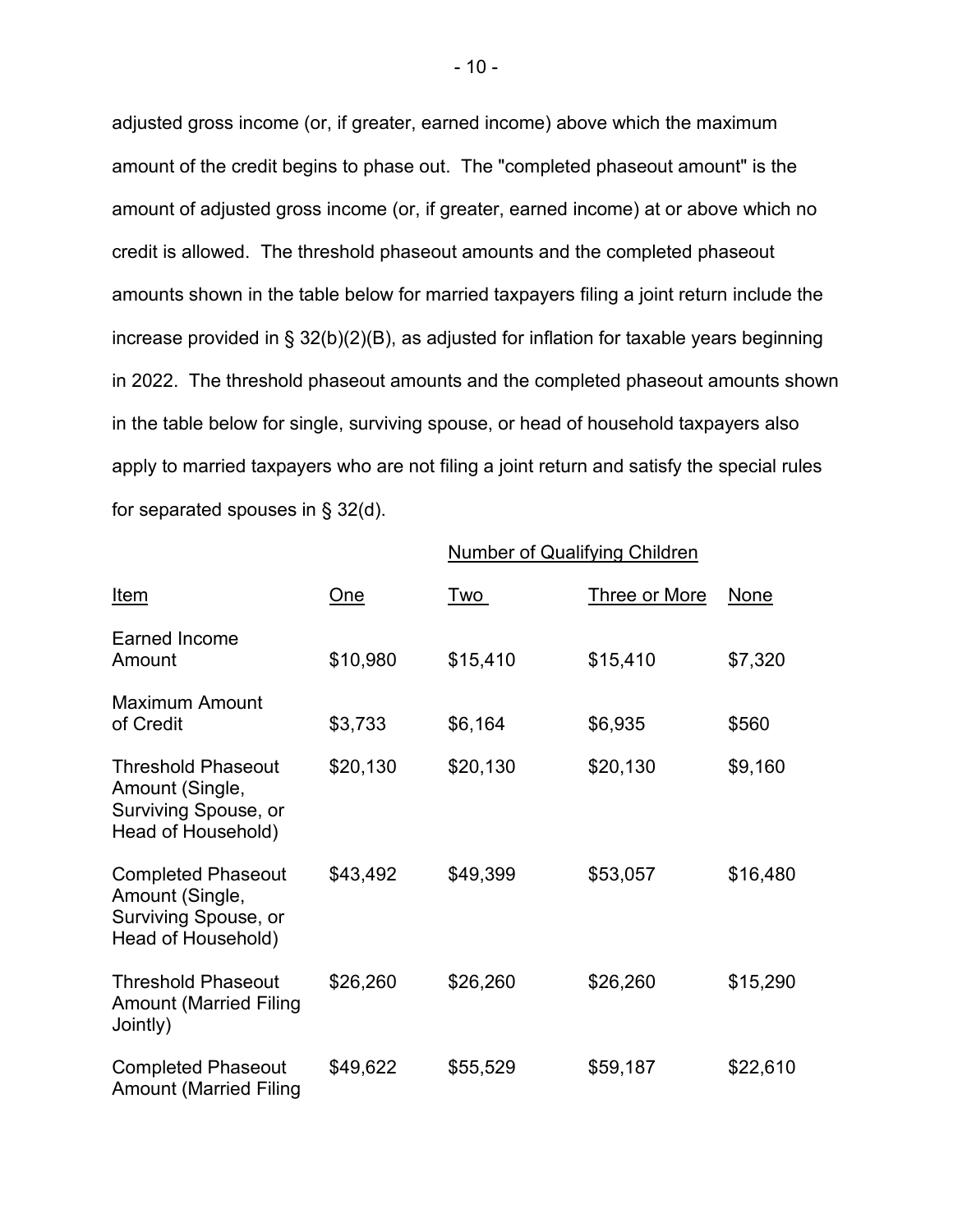adjusted gross income (or, if greater, earned income) above which the maximum amount of the credit begins to phase out. The "completed phaseout amount" is the amount of adjusted gross income (or, if greater, earned income) at or above which no credit is allowed. The threshold phaseout amounts and the completed phaseout amounts shown in the table below for married taxpayers filing a joint return include the increase provided in § 32(b)(2)(B), as adjusted for inflation for taxable years beginning in 2022. The threshold phaseout amounts and the completed phaseout amounts shown in the table below for single, surviving spouse, or head of household taxpayers also apply to married taxpayers who are not filing a joint return and satisfy the special rules for separated spouses in § 32(d).

| | Number of Qualifying Children | | | |
|---|---|---|---|---|
| Item | One | Two | Three or More | None |
| Earned Income Amount | $10,980 | $15,410 | $15,410 | $7,320 |
| Maximum Amount of Credit | $3,733 | $6,164 | $6,935 | $560 |
| Threshold Phaseout Amount (Single, Surviving Spouse, or Head of Household) | $20,130 | $20,130 | $20,130 | $9,160 |
| Completed Phaseout Amount (Single, Surviving Spouse, or Head of Household) | $43,492 | $49,399 | $53,057 | $16,480 |
| Threshold Phaseout Amount (Married Filing Jointly) | $26,260 | $26,260 | $26,260 | $15,290 |
| Completed Phaseout Amount (Married Filing | $49,622 | $55,529 | $59,187 | $22,610 |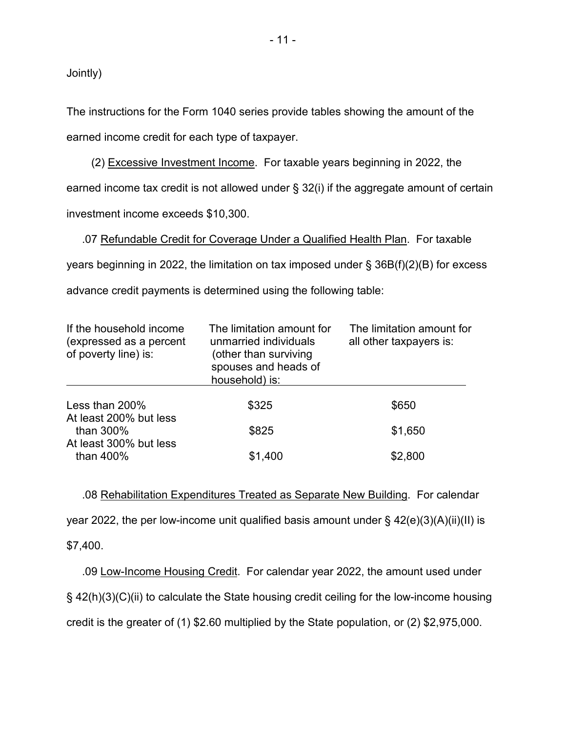Jointly)

The instructions for the Form 1040 series provide tables showing the amount of the earned income credit for each type of taxpayer.

(2) Excessive Investment Income. For taxable years beginning in 2022, the earned income tax credit is not allowed under § 32(i) if the aggregate amount of certain investment income exceeds $10,300.

.07 Refundable Credit for Coverage Under a Qualified Health Plan. For taxable years beginning in 2022, the limitation on tax imposed under § 36B(f)(2)(B) for excess advance credit payments is determined using the following table:

| If the household income (expressed as a percent of poverty line) is: | The limitation amount for unmarried individuals (other than surviving spouses and heads of household) is: | The limitation amount for all other taxpayers is: |
|---|---|---|
| Less than 200% | $325 | $650 |
| At least 200% but less than 300% | $825 | $1,650 |
| At least 300% but less than 400% | $1,400 | $2,800 |

.08 Rehabilitation Expenditures Treated as Separate New Building. For calendar year 2022, the per low-income unit qualified basis amount under § 42(e)(3)(A)(ii)(II) is $7,400.

.09 Low-Income Housing Credit. For calendar year 2022, the amount used under § 42(h)(3)(C)(ii) to calculate the State housing credit ceiling for the low-income housing credit is the greater of (1) $2.60 multiplied by the State population, or (2) $2,975,000.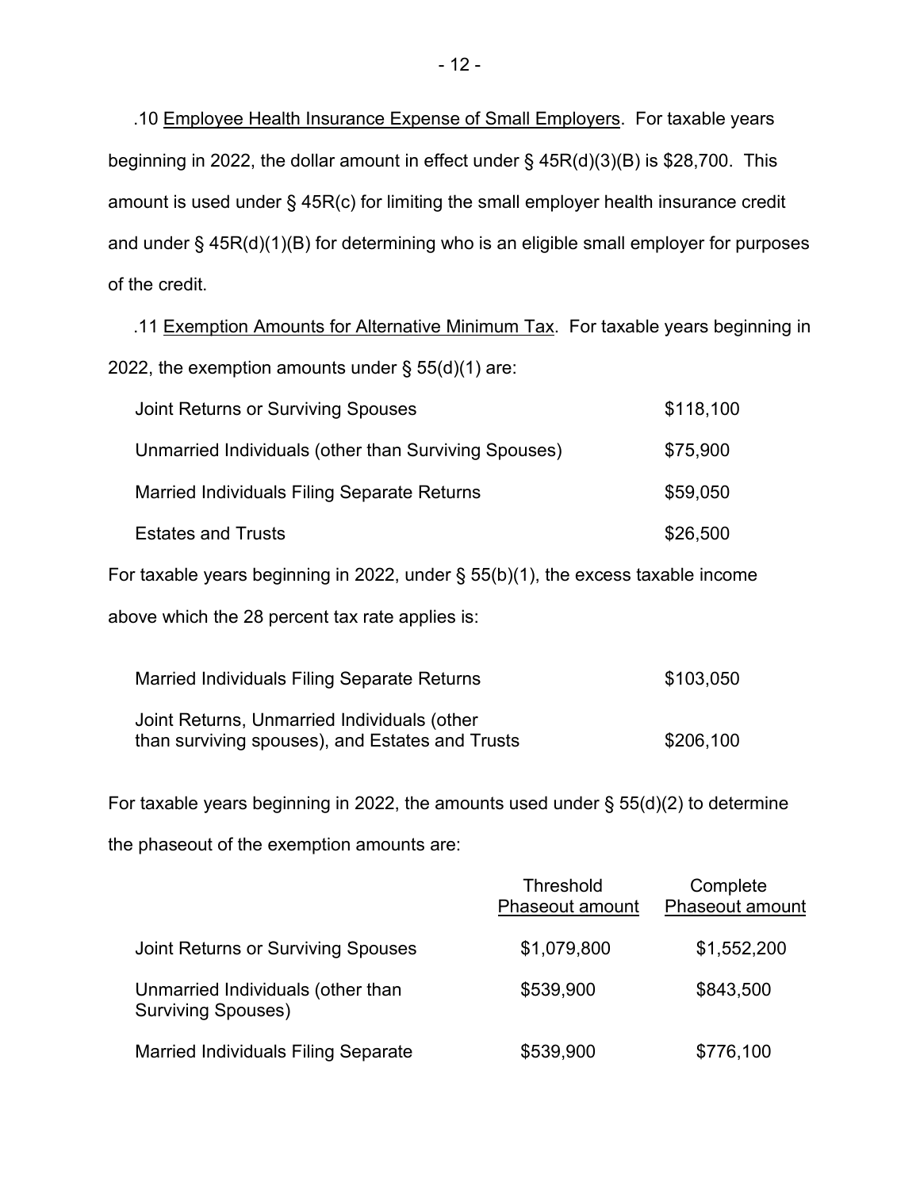.10 Employee Health Insurance Expense of Small Employers. For taxable years beginning in 2022, the dollar amount in effect under § 45R(d)(3)(B) is $28,700. This amount is used under § 45R(c) for limiting the small employer health insurance credit and under § 45R(d)(1)(B) for determining who is an eligible small employer for purposes of the credit.

.11 Exemption Amounts for Alternative Minimum Tax. For taxable years beginning in 2022, the exemption amounts under § 55(d)(1) are:

| | |
|---|---|
| Joint Returns or Surviving Spouses | $118,100 |
| Unmarried Individuals (other than Surviving Spouses) | $75,900 |
| Married Individuals Filing Separate Returns | $59,050 |
| Estates and Trusts | $26,500 |

For taxable years beginning in 2022, under § 55(b)(1), the excess taxable income above which the 28 percent tax rate applies is:

| | |
|---|---|
| Married Individuals Filing Separate Returns | $103,050 |
| Joint Returns, Unmarried Individuals (other than surviving spouses), and Estates and Trusts | $206,100 |

For taxable years beginning in 2022, the amounts used under § 55(d)(2) to determine the phaseout of the exemption amounts are:

| | Threshold Phaseout amount | Complete Phaseout amount |
|---|---|---|
| Joint Returns or Surviving Spouses | $1,079,800 | $1,552,200 |
| Unmarried Individuals (other than Surviving Spouses) | $539,900 | $843,500 |
| Married Individuals Filing Separate | $539,900 | $776,100 |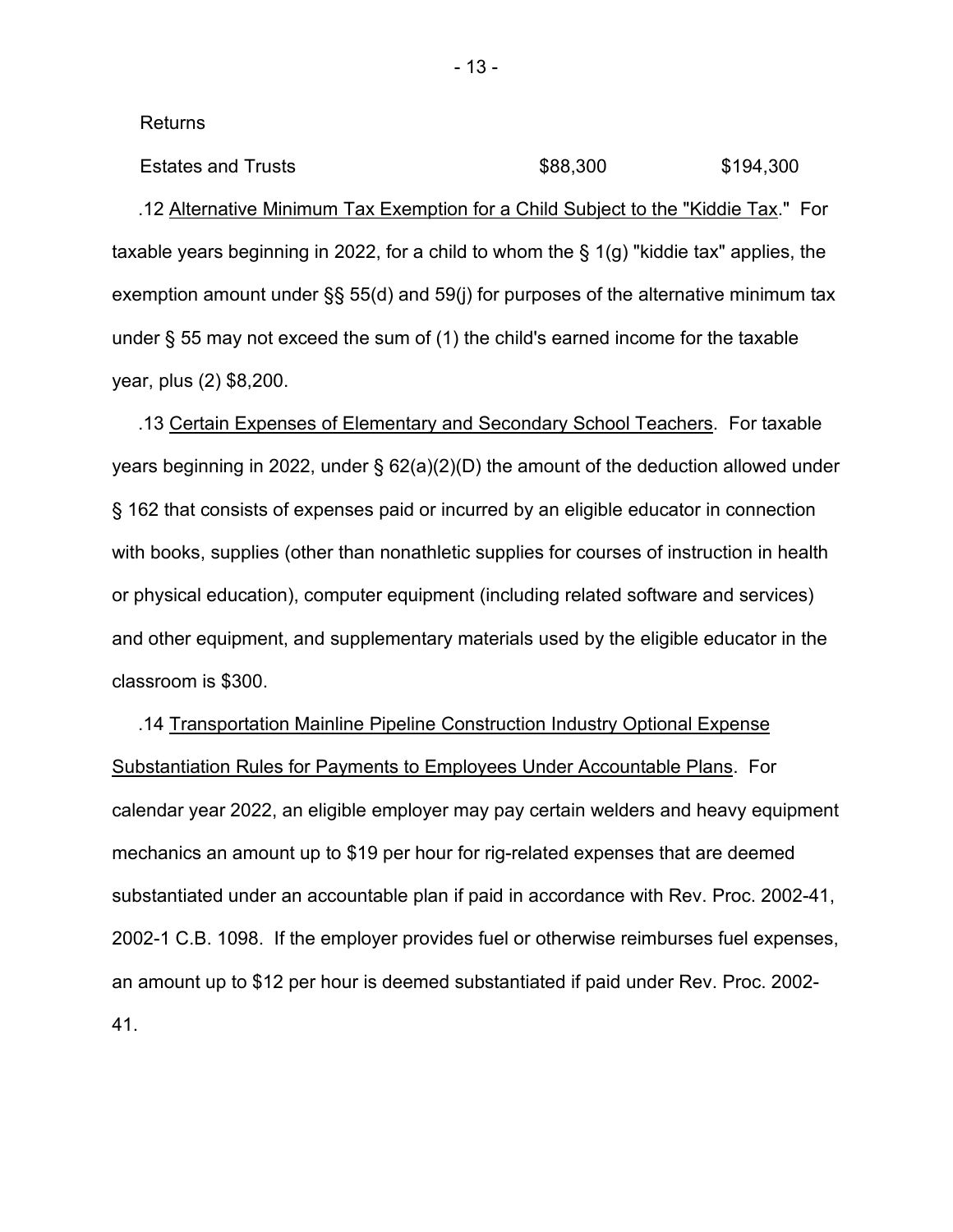| | | |
|---|---|---|
| Returns | | |
| Estates and Trusts | $88,300 | $194,300 |

.12 Alternative Minimum Tax Exemption for a Child Subject to the "Kiddie Tax." For taxable years beginning in 2022, for a child to whom the § 1(g) "kiddie tax" applies, the exemption amount under §§ 55(d) and 59(j) for purposes of the alternative minimum tax under § 55 may not exceed the sum of (1) the child's earned income for the taxable year, plus (2) $8,200.

.13 Certain Expenses of Elementary and Secondary School Teachers. For taxable years beginning in 2022, under § 62(a)(2)(D) the amount of the deduction allowed under § 162 that consists of expenses paid or incurred by an eligible educator in connection with books, supplies (other than nonathletic supplies for courses of instruction in health or physical education), computer equipment (including related software and services) and other equipment, and supplementary materials used by the eligible educator in the classroom is $300.

.14 Transportation Mainline Pipeline Construction Industry Optional Expense Substantiation Rules for Payments to Employees Under Accountable Plans. For calendar year 2022, an eligible employer may pay certain welders and heavy equipment mechanics an amount up to $19 per hour for rig-related expenses that are deemed substantiated under an accountable plan if paid in accordance with Rev. Proc. 2002-41, 2002-1 C.B. 1098. If the employer provides fuel or otherwise reimburses fuel expenses, an amount up to $12 per hour is deemed substantiated if paid under Rev. Proc. 2002-41.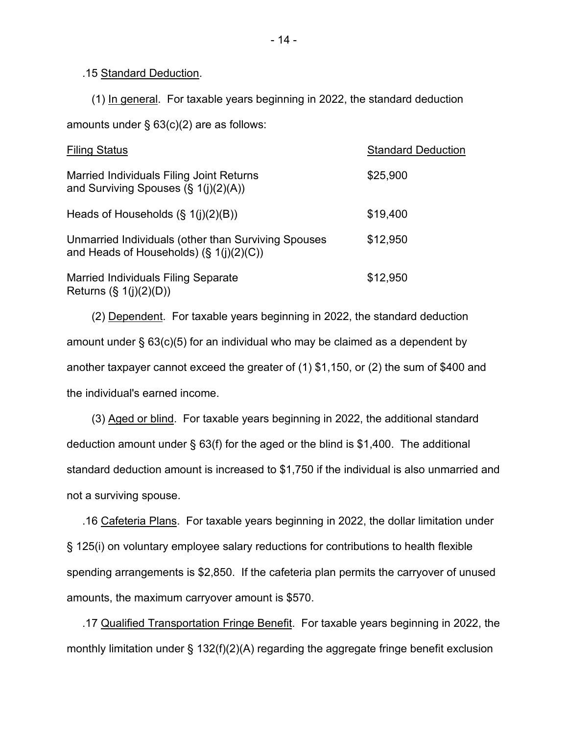.15 Standard Deduction.

(1) In general. For taxable years beginning in 2022, the standard deduction amounts under § 63(c)(2) are as follows:

| Filing Status | Standard Deduction |
|---|---|
| Married Individuals Filing Joint Returns and Surviving Spouses (§ 1(j)(2)(A)) | $25,900 |
| Heads of Households (§ 1(j)(2)(B)) | $19,400 |
| Unmarried Individuals (other than Surviving Spouses and Heads of Households) (§ 1(j)(2)(C)) | $12,950 |
| Married Individuals Filing Separate Returns (§ 1(j)(2)(D)) | $12,950 |

(2) Dependent. For taxable years beginning in 2022, the standard deduction amount under § 63(c)(5) for an individual who may be claimed as a dependent by another taxpayer cannot exceed the greater of (1) $1,150, or (2) the sum of $400 and the individual's earned income.

(3) Aged or blind. For taxable years beginning in 2022, the additional standard deduction amount under § 63(f) for the aged or the blind is $1,400. The additional standard deduction amount is increased to $1,750 if the individual is also unmarried and not a surviving spouse.

.16 Cafeteria Plans. For taxable years beginning in 2022, the dollar limitation under § 125(i) on voluntary employee salary reductions for contributions to health flexible spending arrangements is $2,850. If the cafeteria plan permits the carryover of unused amounts, the maximum carryover amount is $570.

.17 Qualified Transportation Fringe Benefit. For taxable years beginning in 2022, the monthly limitation under § 132(f)(2)(A) regarding the aggregate fringe benefit exclusion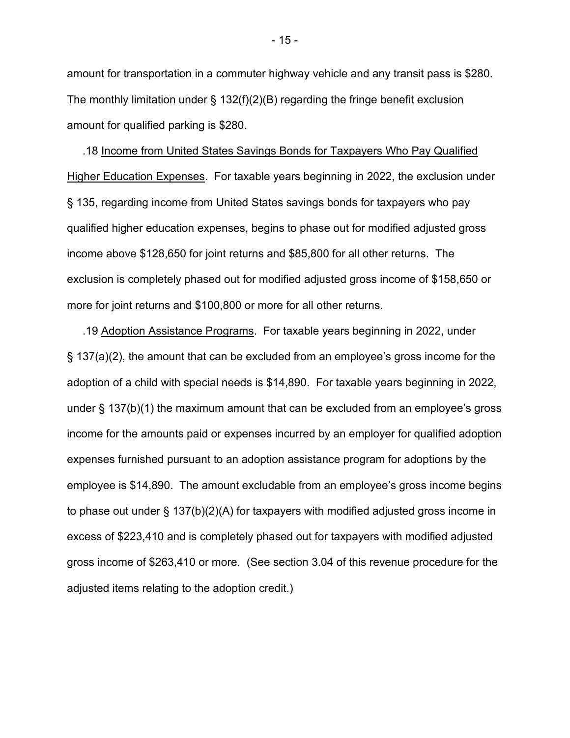amount for transportation in a commuter highway vehicle and any transit pass is $280. The monthly limitation under § 132(f)(2)(B) regarding the fringe benefit exclusion amount for qualified parking is $280.

.18 Income from United States Savings Bonds for Taxpayers Who Pay Qualified Higher Education Expenses. For taxable years beginning in 2022, the exclusion under § 135, regarding income from United States savings bonds for taxpayers who pay qualified higher education expenses, begins to phase out for modified adjusted gross income above $128,650 for joint returns and $85,800 for all other returns. The exclusion is completely phased out for modified adjusted gross income of $158,650 or more for joint returns and $100,800 or more for all other returns.

.19 Adoption Assistance Programs. For taxable years beginning in 2022, under § 137(a)(2), the amount that can be excluded from an employee's gross income for the adoption of a child with special needs is $14,890. For taxable years beginning in 2022, under § 137(b)(1) the maximum amount that can be excluded from an employee's gross income for the amounts paid or expenses incurred by an employer for qualified adoption expenses furnished pursuant to an adoption assistance program for adoptions by the employee is $14,890. The amount excludable from an employee's gross income begins to phase out under § 137(b)(2)(A) for taxpayers with modified adjusted gross income in excess of $223,410 and is completely phased out for taxpayers with modified adjusted gross income of $263,410 or more. (See section 3.04 of this revenue procedure for the adjusted items relating to the adoption credit.)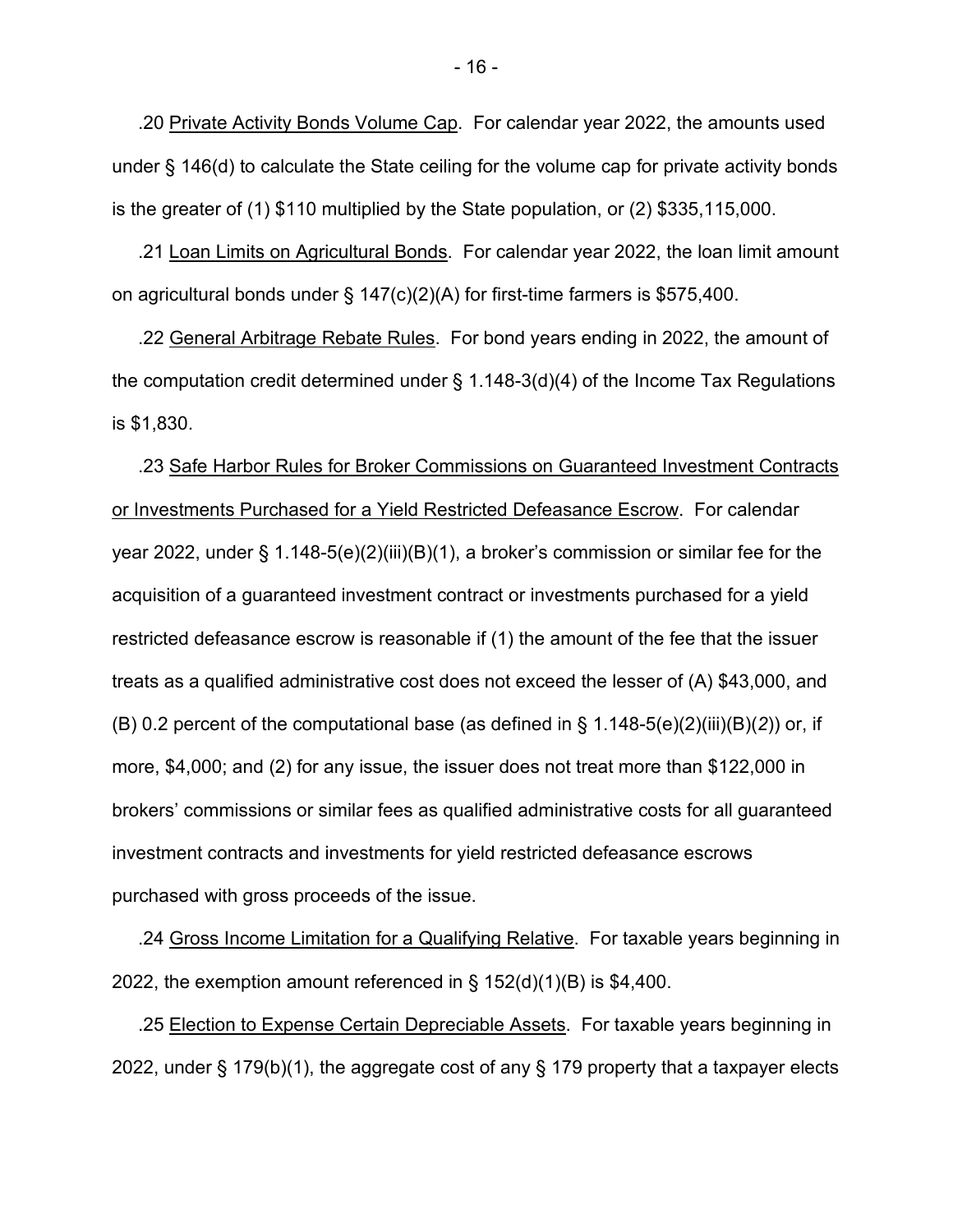.20 Private Activity Bonds Volume Cap. For calendar year 2022, the amounts used under § 146(d) to calculate the State ceiling for the volume cap for private activity bonds is the greater of (1) $110 multiplied by the State population, or (2) $335,115,000.

.21 Loan Limits on Agricultural Bonds. For calendar year 2022, the loan limit amount on agricultural bonds under § 147(c)(2)(A) for first-time farmers is $575,400.

.22 General Arbitrage Rebate Rules. For bond years ending in 2022, the amount of the computation credit determined under § 1.148-3(d)(4) of the Income Tax Regulations is $1,830.

.23 Safe Harbor Rules for Broker Commissions on Guaranteed Investment Contracts or Investments Purchased for a Yield Restricted Defeasance Escrow. For calendar year 2022, under § 1.148-5(e)(2)(iii)(B)(1), a broker's commission or similar fee for the acquisition of a guaranteed investment contract or investments purchased for a yield restricted defeasance escrow is reasonable if (1) the amount of the fee that the issuer treats as a qualified administrative cost does not exceed the lesser of (A) $43,000, and (B) 0.2 percent of the computational base (as defined in § 1.148-5(e)(2)(iii)(B)(*2*)) or, if more, $4,000; and (2) for any issue, the issuer does not treat more than $122,000 in brokers' commissions or similar fees as qualified administrative costs for all guaranteed investment contracts and investments for yield restricted defeasance escrows purchased with gross proceeds of the issue.

.24 Gross Income Limitation for a Qualifying Relative. For taxable years beginning in 2022, the exemption amount referenced in § 152(d)(1)(B) is $4,400.

.25 Election to Expense Certain Depreciable Assets. For taxable years beginning in 2022, under § 179(b)(1), the aggregate cost of any § 179 property that a taxpayer elects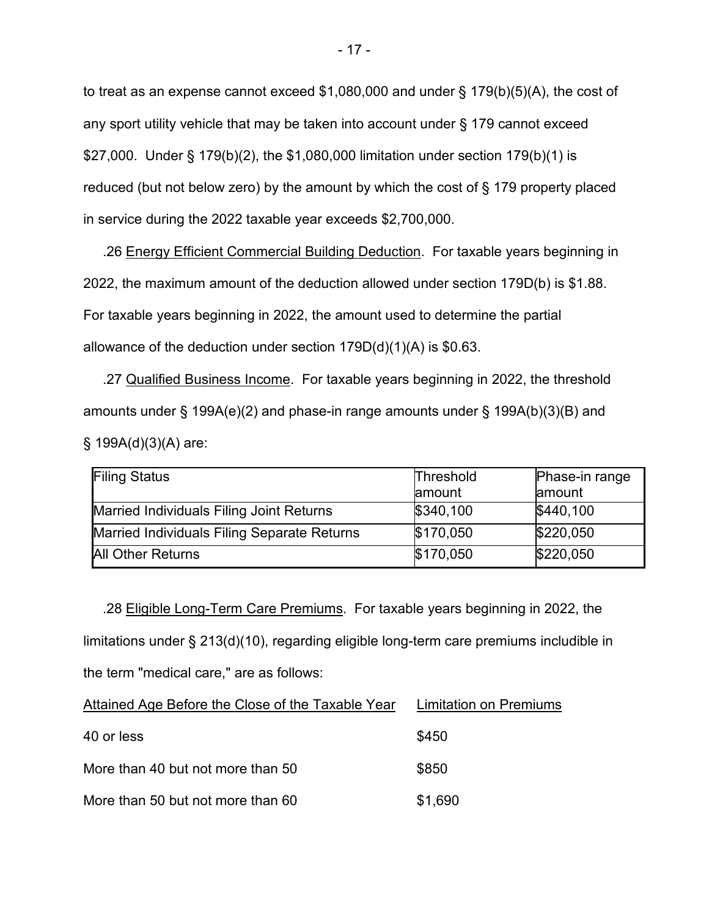to treat as an expense cannot exceed $1,080,000 and under § 179(b)(5)(A), the cost of any sport utility vehicle that may be taken into account under § 179 cannot exceed $27,000. Under § 179(b)(2), the $1,080,000 limitation under section 179(b)(1) is reduced (but not below zero) by the amount by which the cost of § 179 property placed in service during the 2022 taxable year exceeds $2,700,000.

.26 Energy Efficient Commercial Building Deduction. For taxable years beginning in 2022, the maximum amount of the deduction allowed under section 179D(b) is $1.88. For taxable years beginning in 2022, the amount used to determine the partial allowance of the deduction under section 179D(d)(1)(A) is $0.63.

.27 Qualified Business Income. For taxable years beginning in 2022, the threshold amounts under § 199A(e)(2) and phase-in range amounts under § 199A(b)(3)(B) and § 199A(d)(3)(A) are:

| Filing Status | Threshold amount | Phase-in range amount |
|---|---|---|
| Married Individuals Filing Joint Returns | $340,100 | $440,100 |
| Married Individuals Filing Separate Returns | $170,050 | $220,050 |
| All Other Returns | $170,050 | $220,050 |

.28 Eligible Long-Term Care Premiums. For taxable years beginning in 2022, the limitations under § 213(d)(10), regarding eligible long-term care premiums includible in the term "medical care," are as follows:

| Attained Age Before the Close of the Taxable Year | Limitation on Premiums |
|---|---|
| 40 or less | $450 |
| More than 40 but not more than 50 | $850 |
| More than 50 but not more than 60 | $1,690 |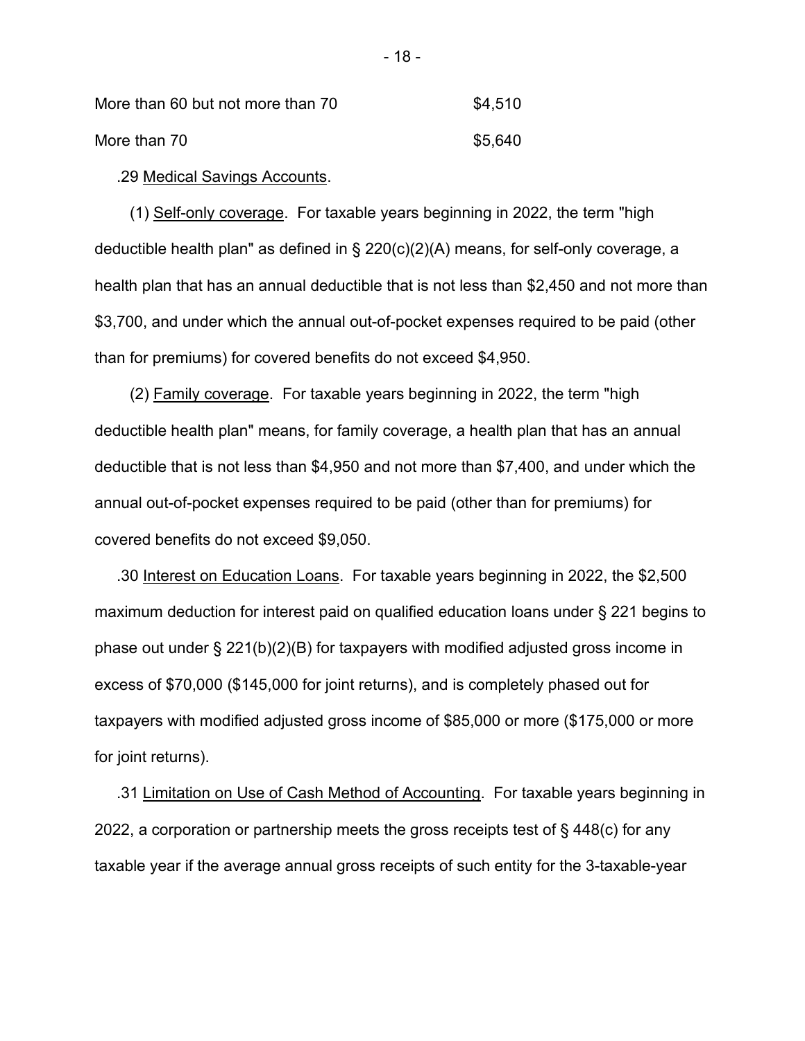| | |
|---|---|
| More than 60 but not more than 70 | $4,510 |
| More than 70 | $5,640 |

.29 Medical Savings Accounts.

(1) Self-only coverage. For taxable years beginning in 2022, the term "high deductible health plan" as defined in § 220(c)(2)(A) means, for self-only coverage, a health plan that has an annual deductible that is not less than $2,450 and not more than $3,700, and under which the annual out-of-pocket expenses required to be paid (other than for premiums) for covered benefits do not exceed $4,950.

(2) Family coverage. For taxable years beginning in 2022, the term "high deductible health plan" means, for family coverage, a health plan that has an annual deductible that is not less than $4,950 and not more than $7,400, and under which the annual out-of-pocket expenses required to be paid (other than for premiums) for covered benefits do not exceed $9,050.

.30 Interest on Education Loans. For taxable years beginning in 2022, the $2,500 maximum deduction for interest paid on qualified education loans under § 221 begins to phase out under § 221(b)(2)(B) for taxpayers with modified adjusted gross income in excess of $70,000 ($145,000 for joint returns), and is completely phased out for taxpayers with modified adjusted gross income of $85,000 or more ($175,000 or more for joint returns).

.31 Limitation on Use of Cash Method of Accounting. For taxable years beginning in 2022, a corporation or partnership meets the gross receipts test of § 448(c) for any taxable year if the average annual gross receipts of such entity for the 3-taxable-year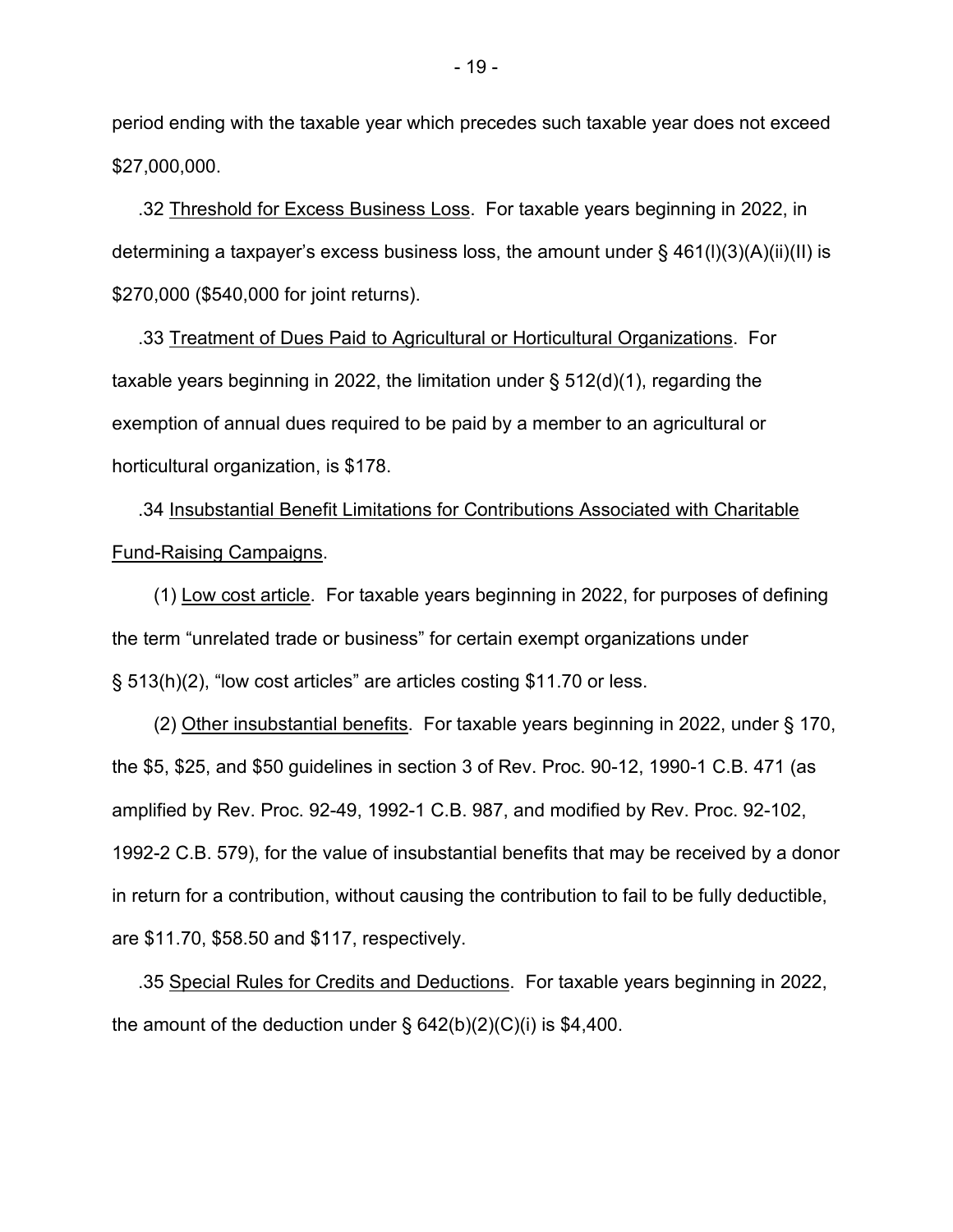period ending with the taxable year which precedes such taxable year does not exceed $27,000,000.

.32 <u>Threshold for Excess Business Loss</u>. For taxable years beginning in 2022, in determining a taxpayer's excess business loss, the amount under § 461(l)(3)(A)(ii)(II) is $270,000 ($540,000 for joint returns).

.33 <u>Treatment of Dues Paid to Agricultural or Horticultural Organizations</u>. For taxable years beginning in 2022, the limitation under § 512(d)(1), regarding the exemption of annual dues required to be paid by a member to an agricultural or horticultural organization, is $178.

.34 <u>Insubstantial Benefit Limitations for Contributions Associated with Charitable Fund-Raising Campaigns</u>.

(1) <u>Low cost article</u>. For taxable years beginning in 2022, for purposes of defining the term "unrelated trade or business" for certain exempt organizations under § 513(h)(2), "low cost articles" are articles costing $11.70 or less.

(2) <u>Other insubstantial benefits</u>. For taxable years beginning in 2022, under § 170, the $5, $25, and $50 guidelines in section 3 of Rev. Proc. 90-12, 1990-1 C.B. 471 (as amplified by Rev. Proc. 92-49, 1992-1 C.B. 987, and modified by Rev. Proc. 92-102, 1992-2 C.B. 579), for the value of insubstantial benefits that may be received by a donor in return for a contribution, without causing the contribution to fail to be fully deductible, are $11.70, $58.50 and $117, respectively.

.35 <u>Special Rules for Credits and Deductions</u>. For taxable years beginning in 2022, the amount of the deduction under § 642(b)(2)(C)(i) is $4,400.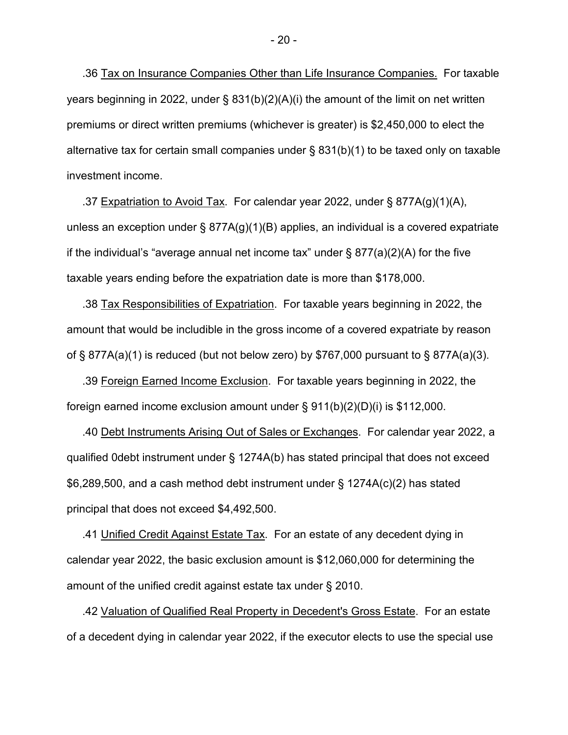.36 Tax on Insurance Companies Other than Life Insurance Companies. For taxable years beginning in 2022, under § 831(b)(2)(A)(i) the amount of the limit on net written premiums or direct written premiums (whichever is greater) is $2,450,000 to elect the alternative tax for certain small companies under § 831(b)(1) to be taxed only on taxable investment income.

.37 Expatriation to Avoid Tax. For calendar year 2022, under § 877A(g)(1)(A), unless an exception under § 877A(g)(1)(B) applies, an individual is a covered expatriate if the individual's "average annual net income tax" under § 877(a)(2)(A) for the five taxable years ending before the expatriation date is more than $178,000.

.38 Tax Responsibilities of Expatriation. For taxable years beginning in 2022, the amount that would be includible in the gross income of a covered expatriate by reason of § 877A(a)(1) is reduced (but not below zero) by $767,000 pursuant to § 877A(a)(3).

.39 Foreign Earned Income Exclusion. For taxable years beginning in 2022, the foreign earned income exclusion amount under § 911(b)(2)(D)(i) is $112,000.

.40 Debt Instruments Arising Out of Sales or Exchanges. For calendar year 2022, a qualified 0debt instrument under § 1274A(b) has stated principal that does not exceed $6,289,500, and a cash method debt instrument under § 1274A(c)(2) has stated principal that does not exceed $4,492,500.

.41 Unified Credit Against Estate Tax. For an estate of any decedent dying in calendar year 2022, the basic exclusion amount is $12,060,000 for determining the amount of the unified credit against estate tax under § 2010.

.42 Valuation of Qualified Real Property in Decedent's Gross Estate. For an estate of a decedent dying in calendar year 2022, if the executor elects to use the special use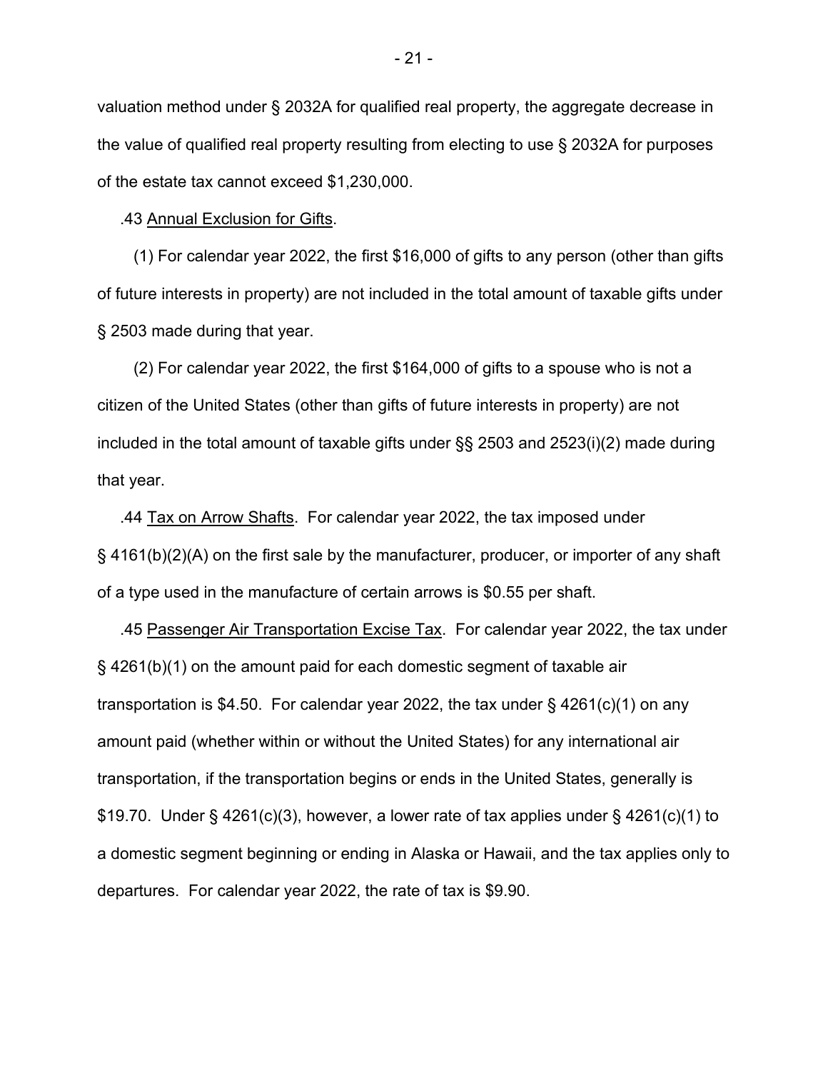valuation method under § 2032A for qualified real property, the aggregate decrease in the value of qualified real property resulting from electing to use § 2032A for purposes of the estate tax cannot exceed $1,230,000.

.43 Annual Exclusion for Gifts.

(1) For calendar year 2022, the first $16,000 of gifts to any person (other than gifts of future interests in property) are not included in the total amount of taxable gifts under § 2503 made during that year.

(2) For calendar year 2022, the first $164,000 of gifts to a spouse who is not a citizen of the United States (other than gifts of future interests in property) are not included in the total amount of taxable gifts under §§ 2503 and 2523(i)(2) made during that year.

.44 Tax on Arrow Shafts. For calendar year 2022, the tax imposed under § 4161(b)(2)(A) on the first sale by the manufacturer, producer, or importer of any shaft of a type used in the manufacture of certain arrows is $0.55 per shaft.

.45 Passenger Air Transportation Excise Tax. For calendar year 2022, the tax under § 4261(b)(1) on the amount paid for each domestic segment of taxable air transportation is $4.50. For calendar year 2022, the tax under § 4261(c)(1) on any amount paid (whether within or without the United States) for any international air transportation, if the transportation begins or ends in the United States, generally is $19.70. Under § 4261(c)(3), however, a lower rate of tax applies under § 4261(c)(1) to a domestic segment beginning or ending in Alaska or Hawaii, and the tax applies only to departures. For calendar year 2022, the rate of tax is $9.90.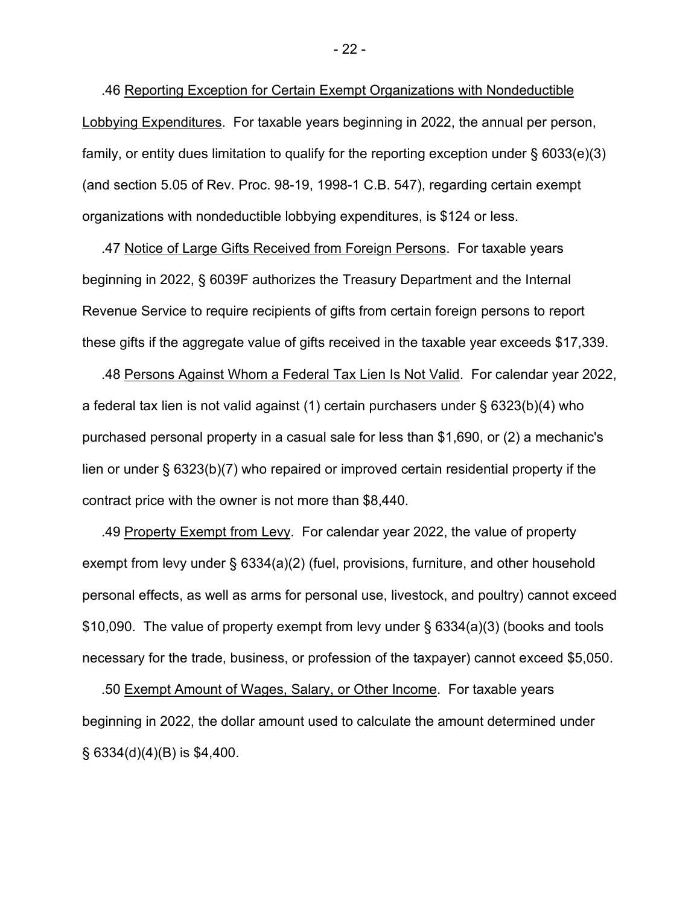.46 Reporting Exception for Certain Exempt Organizations with Nondeductible Lobbying Expenditures. For taxable years beginning in 2022, the annual per person, family, or entity dues limitation to qualify for the reporting exception under § 6033(e)(3) (and section 5.05 of Rev. Proc. 98-19, 1998-1 C.B. 547), regarding certain exempt organizations with nondeductible lobbying expenditures, is $124 or less.

.47 Notice of Large Gifts Received from Foreign Persons. For taxable years beginning in 2022, § 6039F authorizes the Treasury Department and the Internal Revenue Service to require recipients of gifts from certain foreign persons to report these gifts if the aggregate value of gifts received in the taxable year exceeds $17,339.

.48 Persons Against Whom a Federal Tax Lien Is Not Valid. For calendar year 2022, a federal tax lien is not valid against (1) certain purchasers under § 6323(b)(4) who purchased personal property in a casual sale for less than $1,690, or (2) a mechanic's lien or under § 6323(b)(7) who repaired or improved certain residential property if the contract price with the owner is not more than $8,440.

.49 Property Exempt from Levy. For calendar year 2022, the value of property exempt from levy under § 6334(a)(2) (fuel, provisions, furniture, and other household personal effects, as well as arms for personal use, livestock, and poultry) cannot exceed $10,090. The value of property exempt from levy under § 6334(a)(3) (books and tools necessary for the trade, business, or profession of the taxpayer) cannot exceed $5,050.

.50 Exempt Amount of Wages, Salary, or Other Income. For taxable years beginning in 2022, the dollar amount used to calculate the amount determined under § 6334(d)(4)(B) is $4,400.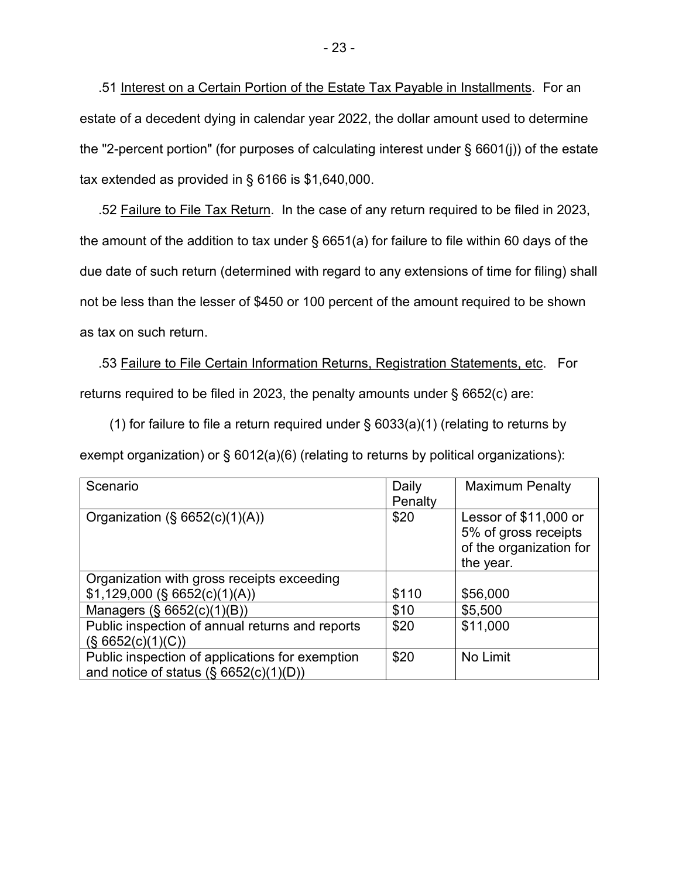.51 Interest on a Certain Portion of the Estate Tax Payable in Installments. For an estate of a decedent dying in calendar year 2022, the dollar amount used to determine the "2-percent portion" (for purposes of calculating interest under § 6601(j)) of the estate tax extended as provided in § 6166 is $1,640,000.

.52 Failure to File Tax Return. In the case of any return required to be filed in 2023, the amount of the addition to tax under § 6651(a) for failure to file within 60 days of the due date of such return (determined with regard to any extensions of time for filing) shall not be less than the lesser of $450 or 100 percent of the amount required to be shown as tax on such return.

.53 Failure to File Certain Information Returns, Registration Statements, etc. For returns required to be filed in 2023, the penalty amounts under § 6652(c) are:

(1) for failure to file a return required under § 6033(a)(1) (relating to returns by exempt organization) or § 6012(a)(6) (relating to returns by political organizations):

| Scenario | Daily Penalty | Maximum Penalty |
|---|---|---|
| Organization (§ 6652(c)(1)(A)) | $20 | Lessor of $11,000 or 5% of gross receipts of the organization for the year. |
| Organization with gross receipts exceeding $1,129,000 (§ 6652(c)(1)(A)) | $110 | $56,000 |
| Managers (§ 6652(c)(1)(B)) | $10 | $5,500 |
| Public inspection of annual returns and reports (§ 6652(c)(1)(C)) | $20 | $11,000 |
| Public inspection of applications for exemption and notice of status (§ 6652(c)(1)(D)) | $20 | No Limit |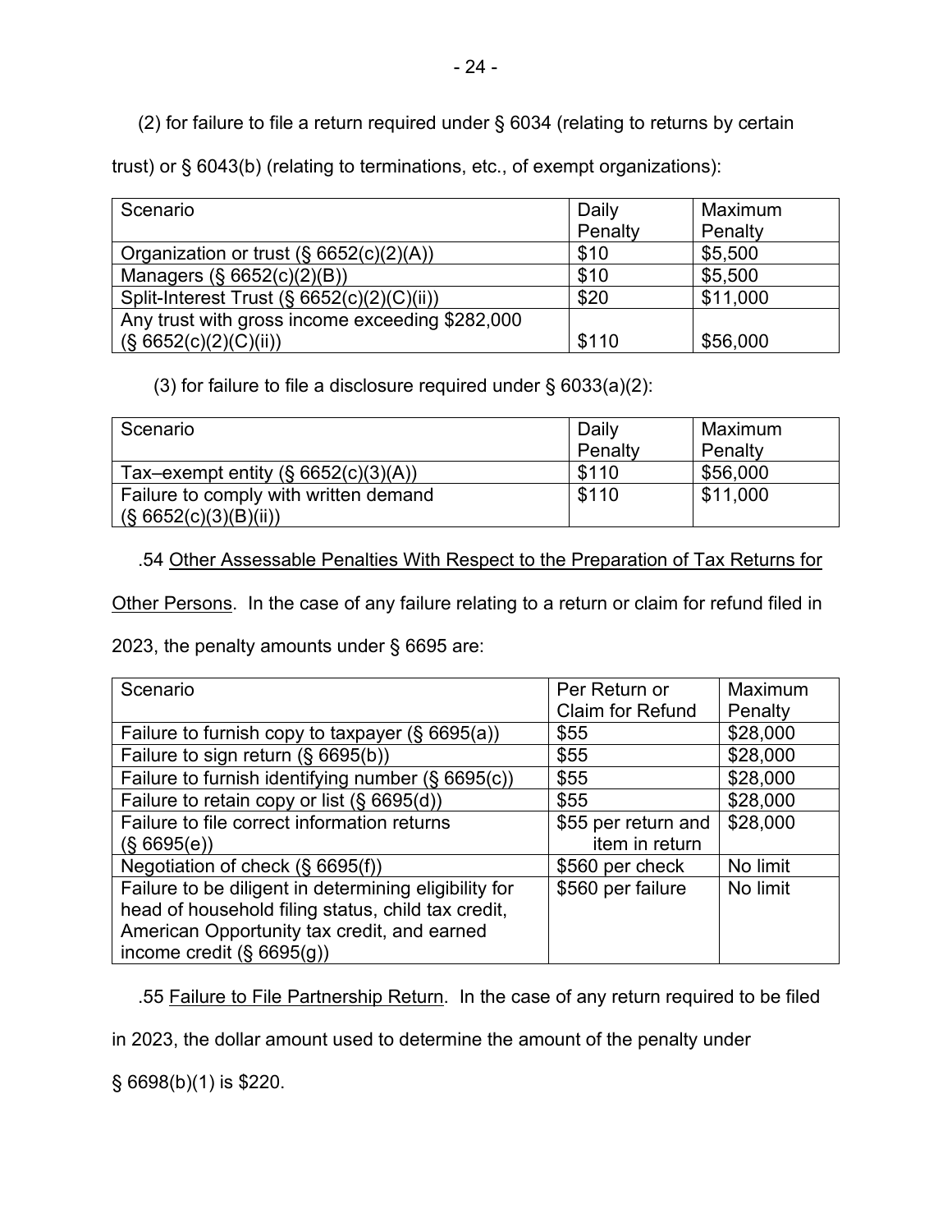(2) for failure to file a return required under § 6034 (relating to returns by certain trust) or § 6043(b) (relating to terminations, etc., of exempt organizations):

| Scenario | Daily Penalty | Maximum Penalty |
| --- | --- | --- |
| Organization or trust (§ 6652(c)(2)(A)) | $10 | $5,500 |
| Managers (§ 6652(c)(2)(B)) | $10 | $5,500 |
| Split-Interest Trust (§ 6652(c)(2)(C)(ii)) | $20 | $11,000 |
| Any trust with gross income exceeding $282,000 (§ 6652(c)(2)(C)(ii)) | $110 | $56,000 |

(3) for failure to file a disclosure required under § 6033(a)(2):

| Scenario | Daily Penalty | Maximum Penalty |
| --- | --- | --- |
| Tax–exempt entity (§ 6652(c)(3)(A)) | $110 | $56,000 |
| Failure to comply with written demand (§ 6652(c)(3)(B)(ii)) | $110 | $11,000 |

.54 Other Assessable Penalties With Respect to the Preparation of Tax Returns for Other Persons. In the case of any failure relating to a return or claim for refund filed in 2023, the penalty amounts under § 6695 are:

| Scenario | Per Return or Claim for Refund | Maximum Penalty |
| --- | --- | --- |
| Failure to furnish copy to taxpayer (§ 6695(a)) | $55 | $28,000 |
| Failure to sign return (§ 6695(b)) | $55 | $28,000 |
| Failure to furnish identifying number (§ 6695(c)) | $55 | $28,000 |
| Failure to retain copy or list (§ 6695(d)) | $55 | $28,000 |
| Failure to file correct information returns (§ 6695(e)) | $55 per return and item in return | $28,000 |
| Negotiation of check (§ 6695(f)) | $560 per check | No limit |
| Failure to be diligent in determining eligibility for head of household filing status, child tax credit, American Opportunity tax credit, and earned income credit (§ 6695(g)) | $560 per failure | No limit |

.55 Failure to File Partnership Return. In the case of any return required to be filed in 2023, the dollar amount used to determine the amount of the penalty under § 6698(b)(1) is $220.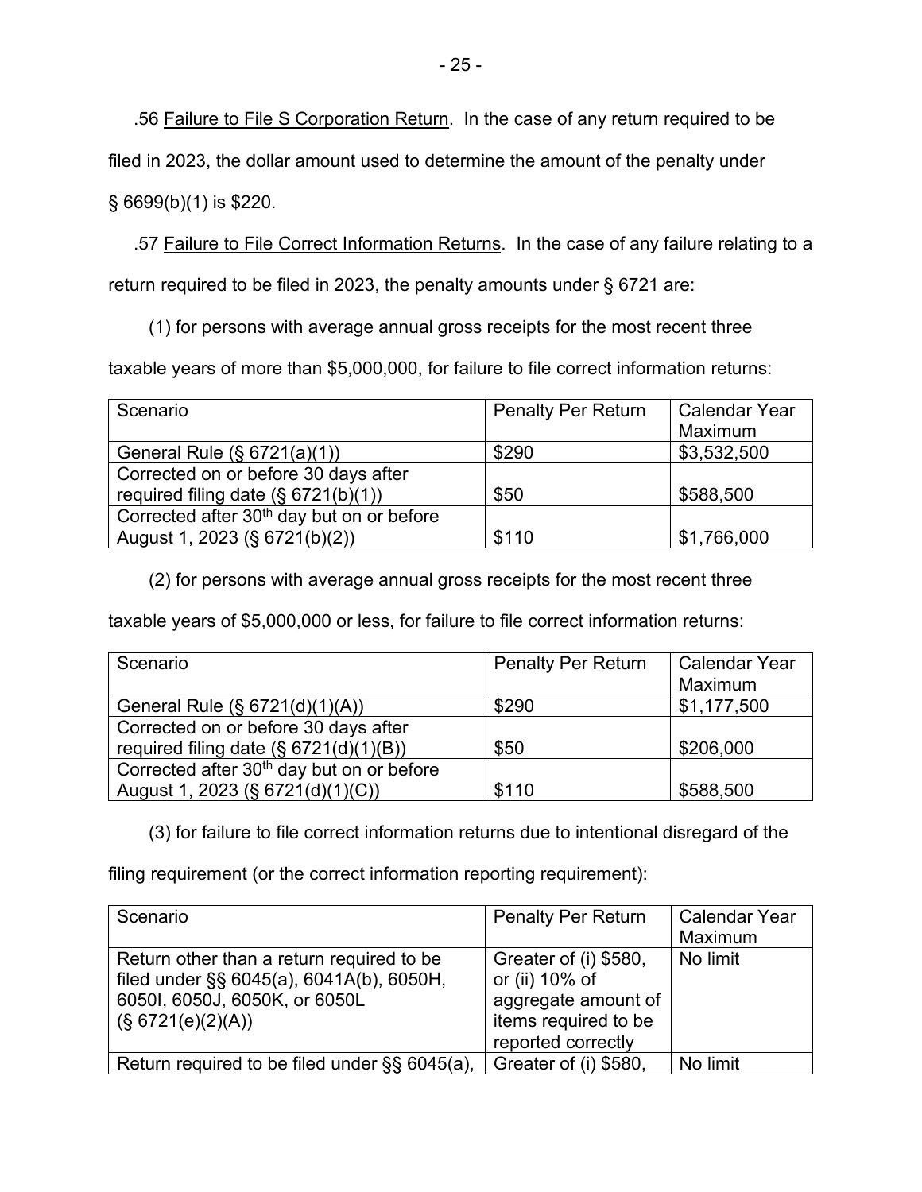.56 Failure to File S Corporation Return. In the case of any return required to be filed in 2023, the dollar amount used to determine the amount of the penalty under § 6699(b)(1) is $220.

.57 Failure to File Correct Information Returns. In the case of any failure relating to a return required to be filed in 2023, the penalty amounts under § 6721 are:

(1) for persons with average annual gross receipts for the most recent three taxable years of more than $5,000,000, for failure to file correct information returns:

| Scenario | Penalty Per Return | Calendar Year Maximum |
|---|---|---|
| General Rule (§ 6721(a)(1)) | $290 | $3,532,500 |
| Corrected on or before 30 days after required filing date (§ 6721(b)(1)) | $50 | $588,500 |
| Corrected after 30th day but on or before August 1, 2023 (§ 6721(b)(2)) | $110 | $1,766,000 |

(2) for persons with average annual gross receipts for the most recent three taxable years of $5,000,000 or less, for failure to file correct information returns:

| Scenario | Penalty Per Return | Calendar Year Maximum |
|---|---|---|
| General Rule (§ 6721(d)(1)(A)) | $290 | $1,177,500 |
| Corrected on or before 30 days after required filing date (§ 6721(d)(1)(B)) | $50 | $206,000 |
| Corrected after 30th day but on or before August 1, 2023 (§ 6721(d)(1)(C)) | $110 | $588,500 |

(3) for failure to file correct information returns due to intentional disregard of the filing requirement (or the correct information reporting requirement):

| Scenario | Penalty Per Return | Calendar Year Maximum |
|---|---|---|
| Return other than a return required to be filed under §§ 6045(a), 6041A(b), 6050H, 6050I, 6050J, 6050K, or 6050L (§ 6721(e)(2)(A)) | Greater of (i) $580, or (ii) 10% of aggregate amount of items required to be reported correctly | No limit |
| Return required to be filed under §§ 6045(a), | Greater of (i) $580, | No limit |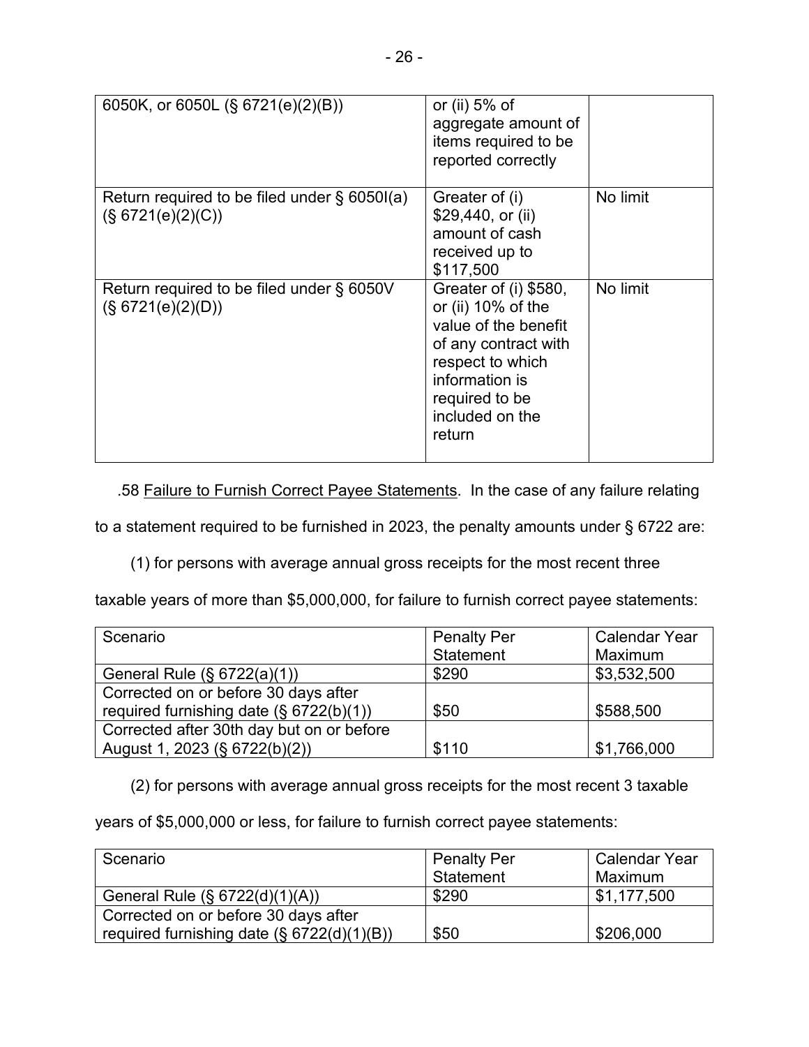| | | |
|---|---|---|
| 6050K, or 6050L (§ 6721(e)(2)(B)) | or (ii) 5% of aggregate amount of items required to be reported correctly | |
| Return required to be filed under § 6050I(a) (§ 6721(e)(2)(C)) | Greater of (i) $29,440, or (ii) amount of cash received up to $117,500 | No limit |
| Return required to be filed under § 6050V (§ 6721(e)(2)(D)) | Greater of (i) $580, or (ii) 10% of the value of the benefit of any contract with respect to which information is required to be included on the return | No limit |

.58 Failure to Furnish Correct Payee Statements. In the case of any failure relating to a statement required to be furnished in 2023, the penalty amounts under § 6722 are:

(1) for persons with average annual gross receipts for the most recent three taxable years of more than $5,000,000, for failure to furnish correct payee statements:

| Scenario | Penalty Per Statement | Calendar Year Maximum |
|---|---|---|
| General Rule (§ 6722(a)(1)) | $290 | $3,532,500 |
| Corrected on or before 30 days after required furnishing date (§ 6722(b)(1)) | $50 | $588,500 |
| Corrected after 30th day but on or before August 1, 2023 (§ 6722(b)(2)) | $110 | $1,766,000 |

(2) for persons with average annual gross receipts for the most recent 3 taxable years of $5,000,000 or less, for failure to furnish correct payee statements:

| Scenario | Penalty Per Statement | Calendar Year Maximum |
|---|---|---|
| General Rule (§ 6722(d)(1)(A)) | $290 | $1,177,500 |
| Corrected on or before 30 days after required furnishing date (§ 6722(d)(1)(B)) | $50 | $206,000 |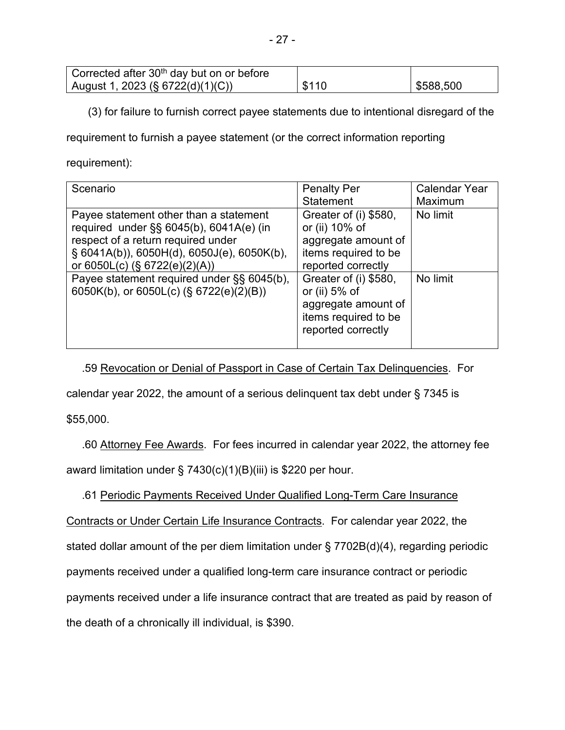| | | |
|---|---|---|
| Corrected after 30th day but on or before August 1, 2023 (§ 6722(d)(1)(C)) | $110 | $588,500 |

(3) for failure to furnish correct payee statements due to intentional disregard of the requirement to furnish a payee statement (or the correct information reporting requirement):

| Scenario | Penalty Per Statement | Calendar Year Maximum |
|---|---|---|
| Payee statement other than a statement required under §§ 6045(b), 6041A(e) (in respect of a return required under § 6041A(b)), 6050H(d), 6050J(e), 6050K(b), or 6050L(c) (§ 6722(e)(2)(A)) | Greater of (i) $580, or (ii) 10% of aggregate amount of items required to be reported correctly | No limit |
| Payee statement required under §§ 6045(b), 6050K(b), or 6050L(c) (§ 6722(e)(2)(B)) | Greater of (i) $580, or (ii) 5% of aggregate amount of items required to be reported correctly | No limit |

.59 Revocation or Denial of Passport in Case of Certain Tax Delinquencies. For calendar year 2022, the amount of a serious delinquent tax debt under § 7345 is $55,000.

.60 Attorney Fee Awards. For fees incurred in calendar year 2022, the attorney fee award limitation under § 7430(c)(1)(B)(iii) is $220 per hour.

.61 Periodic Payments Received Under Qualified Long-Term Care Insurance Contracts or Under Certain Life Insurance Contracts. For calendar year 2022, the stated dollar amount of the per diem limitation under § 7702B(d)(4), regarding periodic payments received under a qualified long-term care insurance contract or periodic payments received under a life insurance contract that are treated as paid by reason of the death of a chronically ill individual, is $390.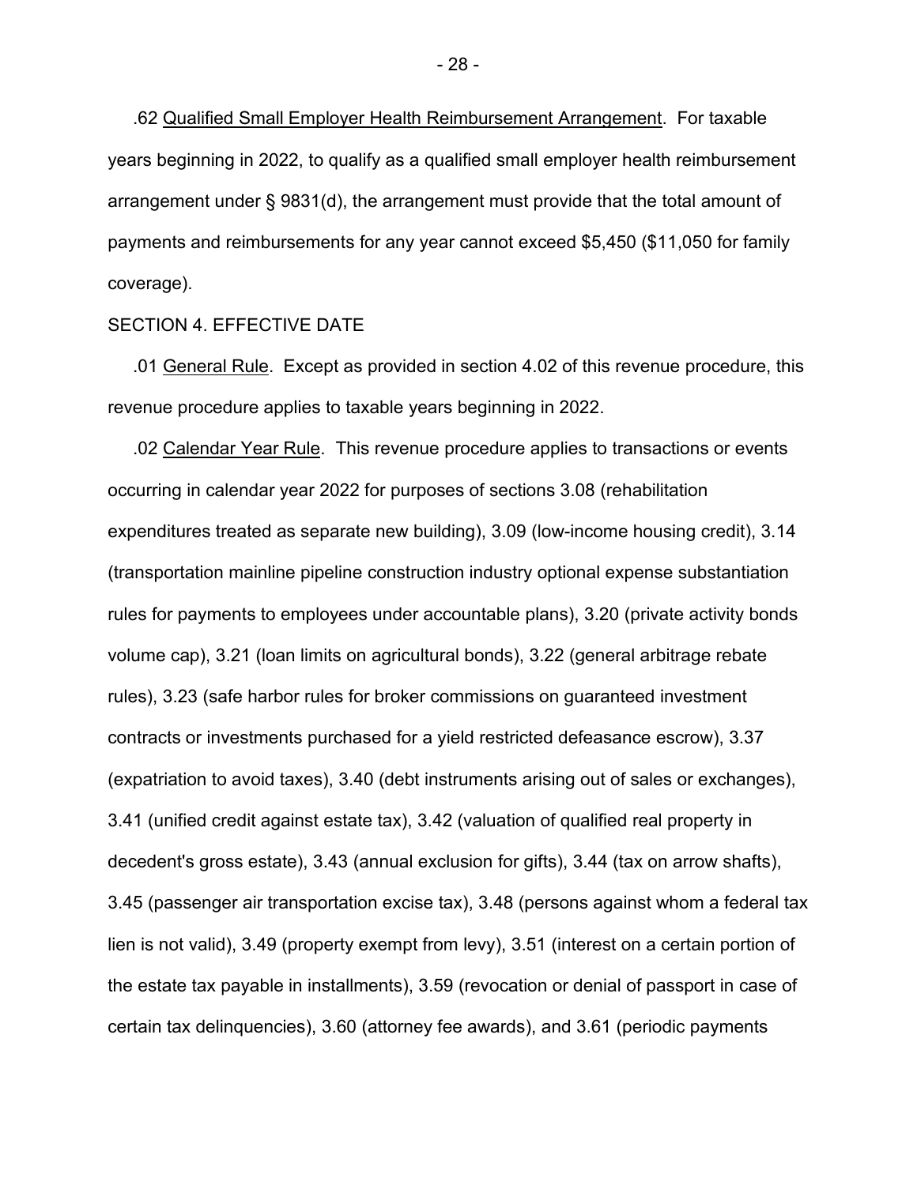.62 Qualified Small Employer Health Reimbursement Arrangement. For taxable years beginning in 2022, to qualify as a qualified small employer health reimbursement arrangement under § 9831(d), the arrangement must provide that the total amount of payments and reimbursements for any year cannot exceed $5,450 ($11,050 for family coverage).

SECTION 4. EFFECTIVE DATE

.01 General Rule. Except as provided in section 4.02 of this revenue procedure, this revenue procedure applies to taxable years beginning in 2022.

.02 Calendar Year Rule. This revenue procedure applies to transactions or events occurring in calendar year 2022 for purposes of sections 3.08 (rehabilitation expenditures treated as separate new building), 3.09 (low-income housing credit), 3.14 (transportation mainline pipeline construction industry optional expense substantiation rules for payments to employees under accountable plans), 3.20 (private activity bonds volume cap), 3.21 (loan limits on agricultural bonds), 3.22 (general arbitrage rebate rules), 3.23 (safe harbor rules for broker commissions on guaranteed investment contracts or investments purchased for a yield restricted defeasance escrow), 3.37 (expatriation to avoid taxes), 3.40 (debt instruments arising out of sales or exchanges), 3.41 (unified credit against estate tax), 3.42 (valuation of qualified real property in decedent's gross estate), 3.43 (annual exclusion for gifts), 3.44 (tax on arrow shafts), 3.45 (passenger air transportation excise tax), 3.48 (persons against whom a federal tax lien is not valid), 3.49 (property exempt from levy), 3.51 (interest on a certain portion of the estate tax payable in installments), 3.59 (revocation or denial of passport in case of certain tax delinquencies), 3.60 (attorney fee awards), and 3.61 (periodic payments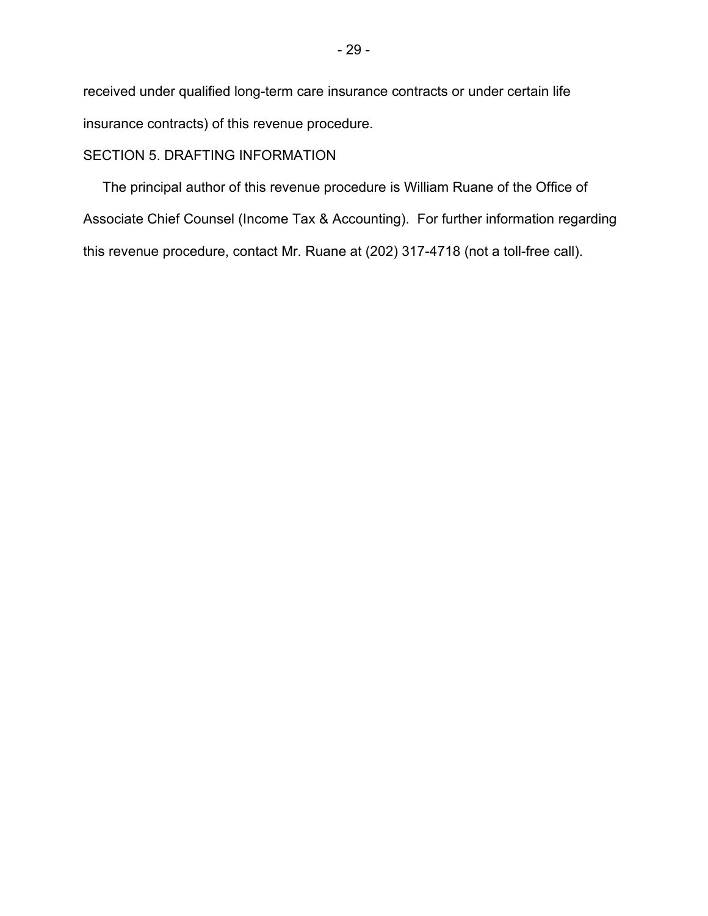received under qualified long-term care insurance contracts or under certain life insurance contracts) of this revenue procedure.

## SECTION 5. DRAFTING INFORMATION

The principal author of this revenue procedure is William Ruane of the Office of Associate Chief Counsel (Income Tax & Accounting). For further information regarding this revenue procedure, contact Mr. Ruane at (202) 317-4718 (not a toll-free call).